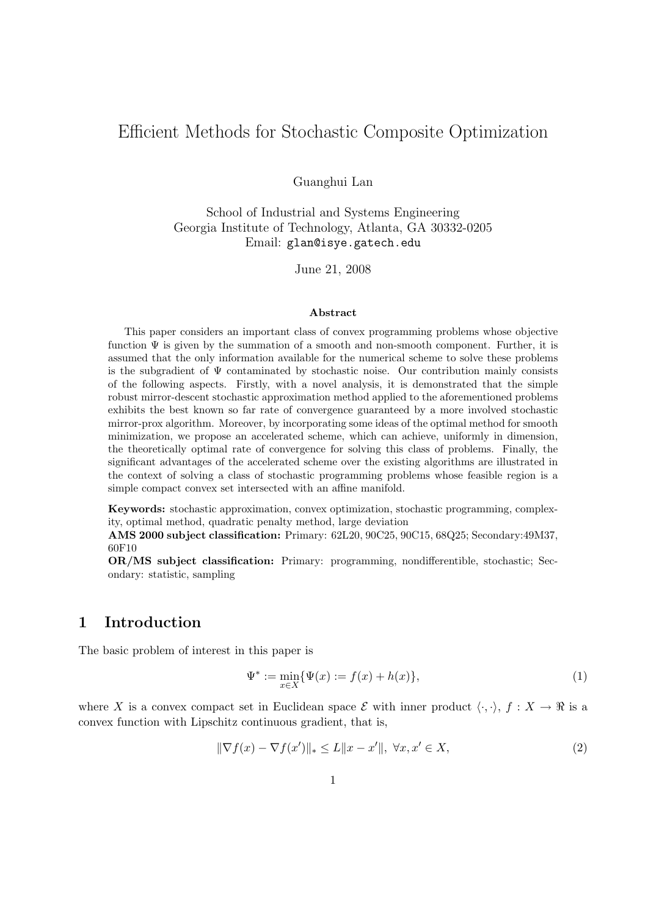# Efficient Methods for Stochastic Composite Optimization

Guanghui Lan

School of Industrial and Systems Engineering
Georgia Institute of Technology, Atlanta, GA 30332-0205
Email: `glan@isye.gatech.edu`

June 21, 2008

### Abstract

This paper considers an important class of convex programming problems whose objective function $\Psi$ is given by the summation of a smooth and non-smooth component. Further, it is assumed that the only information available for the numerical scheme to solve these problems is the subgradient of $\Psi$ contaminated by stochastic noise. Our contribution mainly consists of the following aspects. Firstly, with a novel analysis, it is demonstrated that the simple robust mirror-descent stochastic approximation method applied to the aforementioned problems exhibits the best known so far rate of convergence guaranteed by a more involved stochastic mirror-prox algorithm. Moreover, by incorporating some ideas of the optimal method for smooth minimization, we propose an accelerated scheme, which can achieve, uniformly in dimension, the theoretically optimal rate of convergence for solving this class of problems. Finally, the significant advantages of the accelerated scheme over the existing algorithms are illustrated in the context of solving a class of stochastic programming problems whose feasible region is a simple compact convex set intersected with an affine manifold.

**Keywords:** stochastic approximation, convex optimization, stochastic programming, complexity, optimal method, quadratic penalty method, large deviation

**AMS 2000 subject classification:** Primary: 62L20, 90C25, 90C15, 68Q25; Secondary:49M37, 60F10

**OR/MS subject classification:** Primary: programming, nondifferentible, stochastic; Secondary: statistic, sampling

## 1 Introduction

The basic problem of interest in this paper is

$$\Psi^* := \min_{x \in X} \{\Psi(x) := f(x) + h(x)\}, \tag{1}$$

where $X$ is a convex compact set in Euclidean space $\mathcal{E}$ with inner product $\langle \cdot, \cdot \rangle$, $f : X \to \Re$ is a convex function with Lipschitz continuous gradient, that is,

$$\|\nabla f(x) - \nabla f(x')\|_* \le L\|x - x'\|, \ \forall x, x' \in X, \tag{2}$$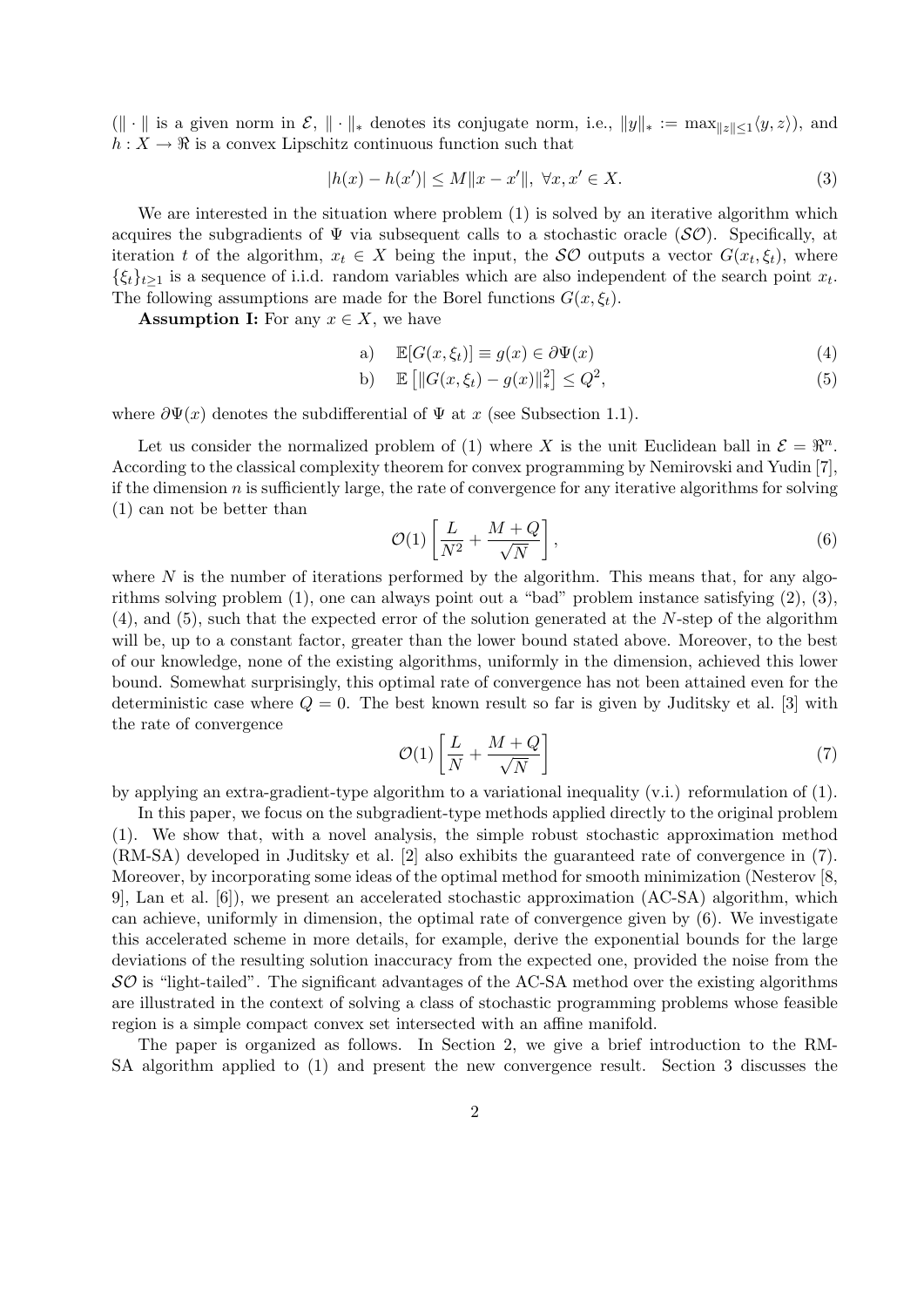($\| \cdot \|$ is a given norm in $\mathcal{E}$, $\| \cdot \|_*$ denotes its conjugate norm, i.e., $\|y\|_* := \max_{\|z\| \le 1} \langle y, z \rangle$), and $h : X \to \Re$ is a convex Lipschitz continuous function such that

$$|h(x) - h(x')| \le M \|x - x'\|, \ \forall x, x' \in X. \tag{3}$$

We are interested in the situation where problem (1) is solved by an iterative algorithm which acquires the subgradients of $\Psi$ via subsequent calls to a stochastic oracle ($\mathcal{SO}$). Specifically, at iteration $t$ of the algorithm, $x_t \in X$ being the input, the $\mathcal{SO}$ outputs a vector $G(x_t, \xi_t)$, where $\{\xi_t\}_{t \ge 1}$ is a sequence of i.i.d. random variables which are also independent of the search point $x_t$. The following assumptions are made for the Borel functions $G(x, \xi_t)$.

**Assumption I:** For any $x \in X$, we have

$$\text{a)} \quad \mathbb{E}[G(x, \xi_t)] \equiv g(x) \in \partial \Psi(x) \tag{4}$$

$$\text{b)} \quad \mathbb{E}\left[\|G(x, \xi_t) - g(x)\|_*^2\right] \le Q^2, \tag{5}$$

where $\partial \Psi(x)$ denotes the subdifferential of $\Psi$ at $x$ (see Subsection 1.1).

Let us consider the normalized problem of (1) where $X$ is the unit Euclidean ball in $\mathcal{E} = \Re^n$. According to the classical complexity theorem for convex programming by Nemirovski and Yudin [7], if the dimension $n$ is sufficiently large, the rate of convergence for any iterative algorithms for solving (1) can not be better than

$$\mathcal{O}(1) \left[ \frac{L}{N^2} + \frac{M + Q}{\sqrt{N}} \right], \tag{6}$$

where $N$ is the number of iterations performed by the algorithm. This means that, for any algorithms solving problem (1), one can always point out a "bad" problem instance satisfying (2), (3), (4), and (5), such that the expected error of the solution generated at the $N$-step of the algorithm will be, up to a constant factor, greater than the lower bound stated above. Moreover, to the best of our knowledge, none of the existing algorithms, uniformly in the dimension, achieved this lower bound. Somewhat surprisingly, this optimal rate of convergence has not been attained even for the deterministic case where $Q = 0$. The best known result so far is given by Juditsky et al. [3] with the rate of convergence

$$\mathcal{O}(1) \left[ \frac{L}{N} + \frac{M + Q}{\sqrt{N}} \right] \tag{7}$$

by applying an extra-gradient-type algorithm to a variational inequality (v.i.) reformulation of (1).

In this paper, we focus on the subgradient-type methods applied directly to the original problem (1). We show that, with a novel analysis, the simple robust stochastic approximation method (RM-SA) developed in Juditsky et al. [2] also exhibits the guaranteed rate of convergence in (7). Moreover, by incorporating some ideas of the optimal method for smooth minimization (Nesterov [8, 9], Lan et al. [6]), we present an accelerated stochastic approximation (AC-SA) algorithm, which can achieve, uniformly in dimension, the optimal rate of convergence given by (6). We investigate this accelerated scheme in more details, for example, derive the exponential bounds for the large deviations of the resulting solution inaccuracy from the expected one, provided the noise from the $\mathcal{SO}$ is "light-tailed". The significant advantages of the AC-SA method over the existing algorithms are illustrated in the context of solving a class of stochastic programming problems whose feasible region is a simple compact convex set intersected with an affine manifold.

The paper is organized as follows. In Section 2, we give a brief introduction to the RM-SA algorithm applied to (1) and present the new convergence result. Section 3 discusses the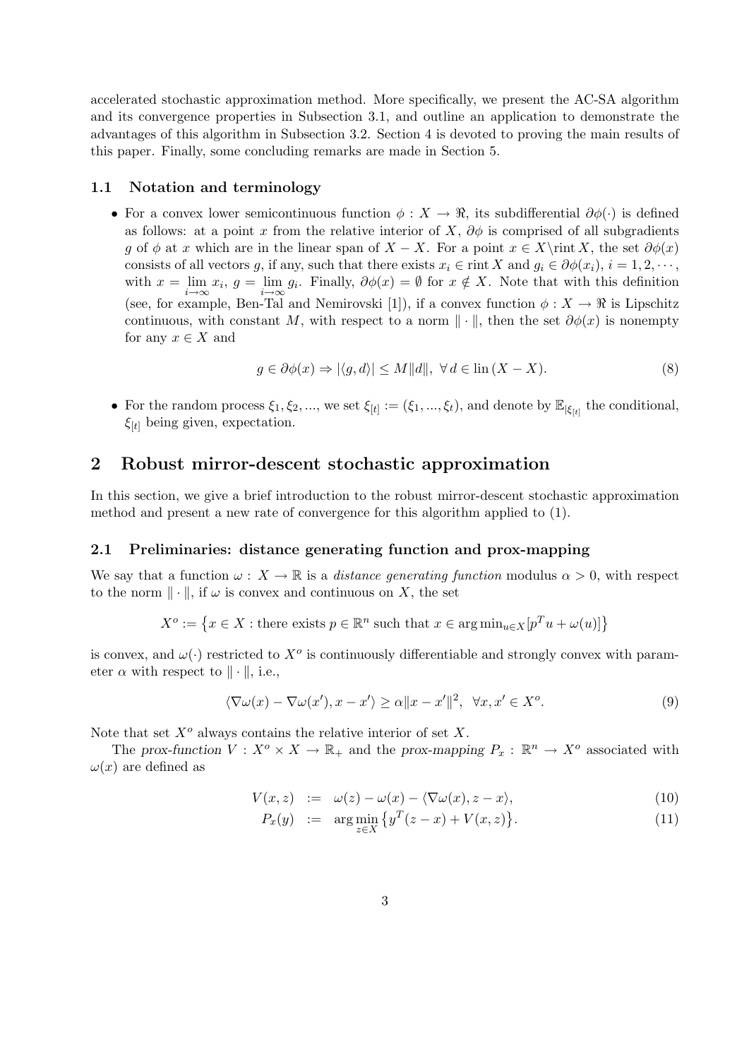accelerated stochastic approximation method. More specifically, we present the AC-SA algorithm and its convergence properties in Subsection 3.1, and outline an application to demonstrate the advantages of this algorithm in Subsection 3.2. Section 4 is devoted to proving the main results of this paper. Finally, some concluding remarks are made in Section 5.

### 1.1 Notation and terminology

- For a convex lower semicontinuous function $\phi : X \to \Re$, its subdifferential $\partial\phi(\cdot)$ is defined as follows: at a point $x$ from the relative interior of $X$, $\partial\phi$ is comprised of all subgradients $g$ of $\phi$ at $x$ which are in the linear span of $X - X$. For a point $x \in X \backslash \mathrm{rint}\, X$, the set $\partial\phi(x)$ consists of all vectors $g$, if any, such that there exists $x_i \in \mathrm{rint}\, X$ and $g_i \in \partial\phi(x_i)$, $i = 1, 2, \cdots$, with $x = \lim_{i\to\infty} x_i$, $g = \lim_{i\to\infty} g_i$. Finally, $\partial\phi(x) = \emptyset$ for $x \notin X$. Note that with this definition (see, for example, Ben-Tal and Nemirovski [1]), if a convex function $\phi : X \to \Re$ is Lipschitz continuous, with constant $M$, with respect to a norm $\|\cdot\|$, then the set $\partial\phi(x)$ is nonempty for any $x \in X$ and

$$g \in \partial\phi(x) \Rightarrow |\langle g, d\rangle| \le M\|d\|, \ \forall\, d \in \mathrm{lin}\,(X - X). \tag{8}$$

- For the random process $\xi_1, \xi_2, ...$, we set $\xi_{[t]} := (\xi_1, ..., \xi_t)$, and denote by $\mathbb{E}_{|\xi_{[t]}}$ the conditional, $\xi_{[t]}$ being given, expectation.

## 2 Robust mirror-descent stochastic approximation

In this section, we give a brief introduction to the robust mirror-descent stochastic approximation method and present a new rate of convergence for this algorithm applied to (1).

### 2.1 Preliminaries: distance generating function and prox-mapping

We say that a function $\omega : X \to \mathbb{R}$ is a *distance generating function* modulus $\alpha > 0$, with respect to the norm $\|\cdot\|$, if $\omega$ is convex and continuous on $X$, the set

$$X^o := \left\{x \in X : \text{there exists } p \in \mathbb{R}^n \text{ such that } x \in \arg\min\nolimits_{u\in X}[p^T u + \omega(u)]\right\}$$

is convex, and $\omega(\cdot)$ restricted to $X^o$ is continuously differentiable and strongly convex with parameter $\alpha$ with respect to $\|\cdot\|$, i.e.,

$$\langle \nabla\omega(x) - \nabla\omega(x'), x - x'\rangle \ge \alpha\|x - x'\|^2, \ \ \forall x, x' \in X^o. \tag{9}$$

Note that set $X^o$ always contains the relative interior of set $X$.

The *prox-function* $V : X^o \times X \to \mathbb{R}_+$ and the *prox-mapping* $P_x : \mathbb{R}^n \to X^o$ associated with $\omega(x)$ are defined as

$$V(x, z) \ := \ \omega(z) - \omega(x) - \langle\nabla\omega(x), z - x\rangle, \tag{10}$$

$$P_x(y) \ := \ \arg\min_{z\in X}\left\{y^T(z - x) + V(x, z)\right\}. \tag{11}$$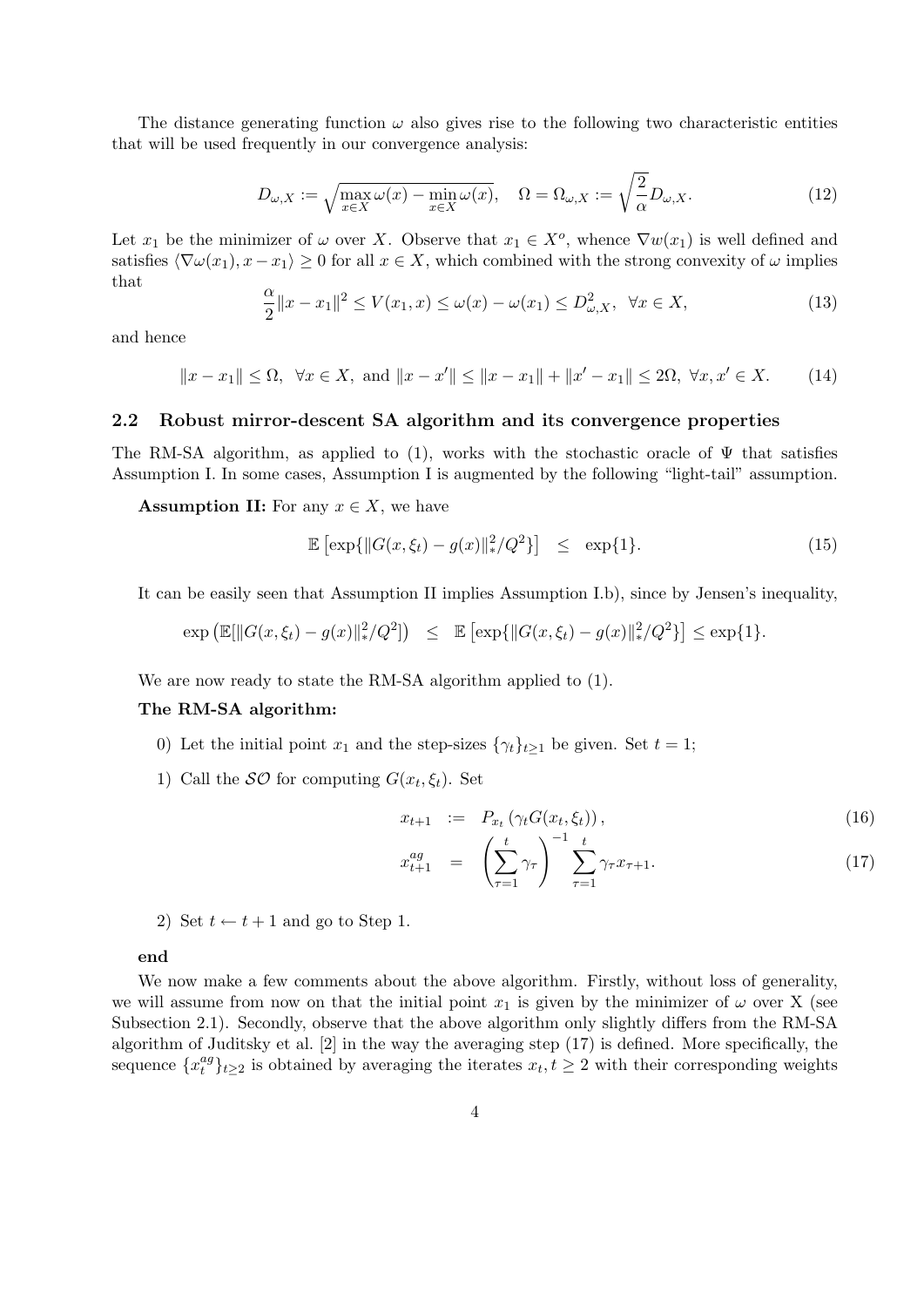The distance generating function $\omega$ also gives rise to the following two characteristic entities that will be used frequently in our convergence analysis:

$$D_{\omega,X} := \sqrt{\max_{x \in X} \omega(x) - \min_{x \in X} \omega(x)}, \quad \Omega = \Omega_{\omega,X} := \sqrt{\frac{2}{\alpha}} D_{\omega,X}. \tag{12}$$

Let $x_1$ be the minimizer of $\omega$ over $X$. Observe that $x_1 \in X^o$, whence $\nabla w(x_1)$ is well defined and satisfies $\langle \nabla \omega(x_1), x - x_1 \rangle \geq 0$ for all $x \in X$, which combined with the strong convexity of $\omega$ implies that

$$\frac{\alpha}{2} \|x - x_1\|^2 \leq V(x_1, x) \leq \omega(x) - \omega(x_1) \leq D_{\omega,X}^2, \;\; \forall x \in X, \tag{13}$$

and hence

$$\|x - x_1\| \leq \Omega, \;\; \forall x \in X, \text{ and } \|x - x'\| \leq \|x - x_1\| + \|x' - x_1\| \leq 2\Omega, \; \forall x, x' \in X. \tag{14}$$

### 2.2 Robust mirror-descent SA algorithm and its convergence properties

The RM-SA algorithm, as applied to (1), works with the stochastic oracle of $\Psi$ that satisfies Assumption I. In some cases, Assumption I is augmented by the following "light-tail" assumption.

**Assumption II:** For any $x \in X$, we have

$$\mathbb{E}\left[\exp\{\|G(x, \xi_t) - g(x)\|_*^2 / Q^2\}\right] \quad \leq \quad \exp\{1\}. \tag{15}$$

It can be easily seen that Assumption II implies Assumption I.b), since by Jensen's inequality,

$$\exp\left(\mathbb{E}[\|G(x, \xi_t) - g(x)\|_*^2 / Q^2]\right) \quad \leq \quad \mathbb{E}\left[\exp\{\|G(x, \xi_t) - g(x)\|_*^2 / Q^2\}\right] \leq \exp\{1\}.$$

We are now ready to state the RM-SA algorithm applied to (1).

**The RM-SA algorithm:**

0) Let the initial point $x_1$ and the step-sizes $\{\gamma_t\}_{t \geq 1}$ be given. Set $t = 1$;

1) Call the $\mathcal{SO}$ for computing $G(x_t, \xi_t)$. Set

$$x_{t+1} \;\; := \;\; P_{x_t}\left(\gamma_t G(x_t, \xi_t)\right), \tag{16}$$

$$x_{t+1}^{ag} \;\; = \;\; \left(\sum_{\tau=1}^{t} \gamma_\tau\right)^{-1} \sum_{\tau=1}^{t} \gamma_\tau x_{\tau+1}. \tag{17}$$

2) Set $t \leftarrow t + 1$ and go to Step 1.

**end**

We now make a few comments about the above algorithm. Firstly, without loss of generality, we will assume from now on that the initial point $x_1$ is given by the minimizer of $\omega$ over X (see Subsection 2.1). Secondly, observe that the above algorithm only slightly differs from the RM-SA algorithm of Juditsky et al. [2] in the way the averaging step (17) is defined. More specifically, the sequence $\{x_t^{ag}\}_{t \geq 2}$ is obtained by averaging the iterates $x_t, t \geq 2$ with their corresponding weights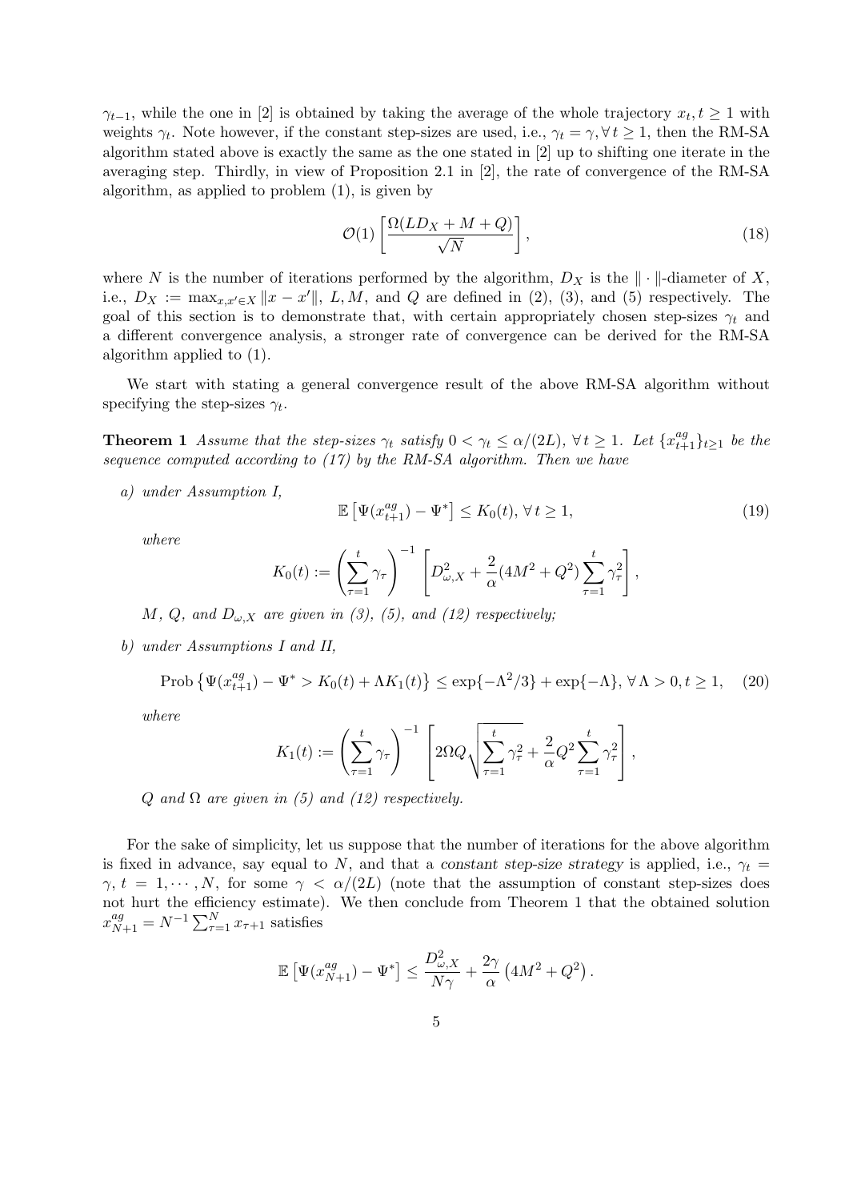$\gamma_{t-1}$, while the one in [2] is obtained by taking the average of the whole trajectory $x_t, t \geq 1$ with weights $\gamma_t$. Note however, if the constant step-sizes are used, i.e., $\gamma_t = \gamma, \forall t \geq 1$, then the RM-SA algorithm stated above is exactly the same as the one stated in [2] up to shifting one iterate in the averaging step. Thirdly, in view of Proposition 2.1 in [2], the rate of convergence of the RM-SA algorithm, as applied to problem (1), is given by

$$\mathcal{O}(1) \left[ \frac{\Omega(LD_X + M + Q)}{\sqrt{N}} \right], \tag{18}$$

where $N$ is the number of iterations performed by the algorithm, $D_X$ is the $\|\cdot\|$-diameter of $X$, i.e., $D_X := \max_{x,x' \in X} \|x - x'\|$, $L, M$, and $Q$ are defined in (2), (3), and (5) respectively. The goal of this section is to demonstrate that, with certain appropriately chosen step-sizes $\gamma_t$ and a different convergence analysis, a stronger rate of convergence can be derived for the RM-SA algorithm applied to (1).

We start with stating a general convergence result of the above RM-SA algorithm without specifying the step-sizes $\gamma_t$.

**Theorem 1** *Assume that the step-sizes $\gamma_t$ satisfy $0 < \gamma_t \leq \alpha/(2L)$, $\forall t \geq 1$. Let $\{x_{t+1}^{ag}\}_{t \geq 1}$ be the sequence computed according to (17) by the RM-SA algorithm. Then we have*

*a) under Assumption I,*

$$\mathbb{E}\left[\Psi(x_{t+1}^{ag}) - \Psi^*\right] \leq K_0(t), \forall t \geq 1, \tag{19}$$

*where*

$$K_0(t) := \left(\sum_{\tau=1}^{t} \gamma_\tau\right)^{-1} \left[D_{\omega,X}^2 + \frac{2}{\alpha}(4M^2 + Q^2) \sum_{\tau=1}^{t} \gamma_\tau^2\right],$$

*$M$, $Q$, and $D_{\omega,X}$ are given in (3), (5), and (12) respectively;*

*b) under Assumptions I and II,*

$$\text{Prob}\left\{\Psi(x_{t+1}^{ag}) - \Psi^* > K_0(t) + \Lambda K_1(t)\right\} \leq \exp\{-\Lambda^2/3\} + \exp\{-\Lambda\}, \forall \Lambda > 0, t \geq 1, \tag{20}$$

*where*

$$K_1(t) := \left(\sum_{\tau=1}^{t} \gamma_\tau\right)^{-1} \left[2\Omega Q \sqrt{\sum_{\tau=1}^{t} \gamma_\tau^2} + \frac{2}{\alpha} Q^2 \sum_{\tau=1}^{t} \gamma_\tau^2\right],$$

*$Q$ and $\Omega$ are given in (5) and (12) respectively.*

For the sake of simplicity, let us suppose that the number of iterations for the above algorithm is fixed in advance, say equal to $N$, and that a *constant step-size strategy* is applied, i.e., $\gamma_t = \gamma$, $t = 1, \cdots, N$, for some $\gamma < \alpha/(2L)$ (note that the assumption of constant step-sizes does not hurt the efficiency estimate). We then conclude from Theorem 1 that the obtained solution $x_{N+1}^{ag} = N^{-1} \sum_{\tau=1}^{N} x_{\tau+1}$ satisfies

$$\mathbb{E}\left[\Psi(x_{N+1}^{ag}) - \Psi^*\right] \leq \frac{D_{\omega,X}^2}{N\gamma} + \frac{2\gamma}{\alpha}\left(4M^2 + Q^2\right).$$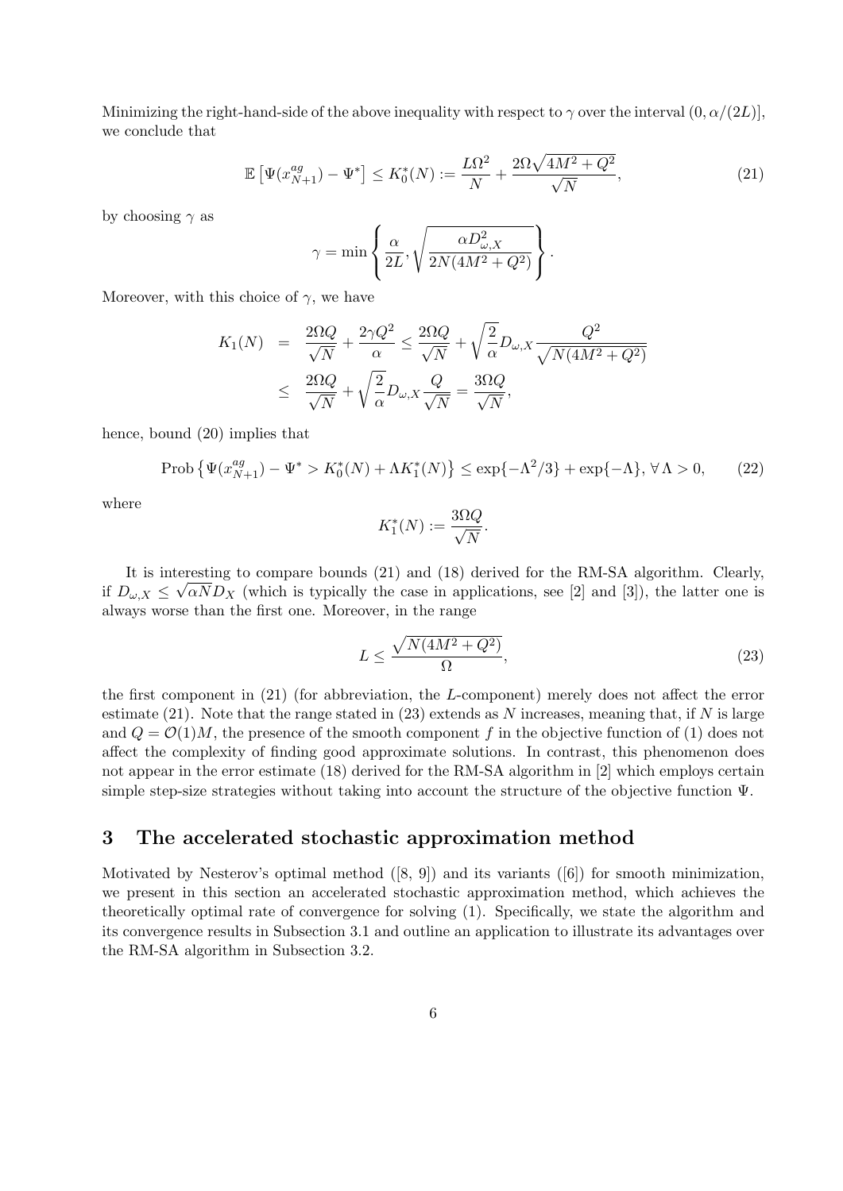Minimizing the right-hand-side of the above inequality with respect to $\gamma$ over the interval $(0, \alpha/(2L)]$, we conclude that

$$
\mathbb{E}\left[\Psi(x_{N+1}^{ag}) - \Psi^*\right] \leq K_0^*(N) := \frac{L\Omega^2}{N} + \frac{2\Omega\sqrt{4M^2+Q^2}}{\sqrt{N}}, \tag{21}
$$

by choosing $\gamma$ as

$$
\gamma = \min\left\{\frac{\alpha}{2L}, \sqrt{\frac{\alpha D_{\omega,X}^2}{2N(4M^2+Q^2)}}\right\}.
$$

Moreover, with this choice of $\gamma$, we have

$$
\begin{aligned}
K_1(N) &= \frac{2\Omega Q}{\sqrt{N}} + \frac{2\gamma Q^2}{\alpha} \leq \frac{2\Omega Q}{\sqrt{N}} + \sqrt{\frac{2}{\alpha}} D_{\omega,X} \frac{Q^2}{\sqrt{N(4M^2+Q^2)}} \\
&\leq \frac{2\Omega Q}{\sqrt{N}} + \sqrt{\frac{2}{\alpha}} D_{\omega,X} \frac{Q}{\sqrt{N}} = \frac{3\Omega Q}{\sqrt{N}},
\end{aligned}
$$

hence, bound (20) implies that

$$
\text{Prob}\left\{\Psi(x_{N+1}^{ag}) - \Psi^* > K_0^*(N) + \Lambda K_1^*(N)\right\} \leq \exp\{-\Lambda^2/3\} + \exp\{-\Lambda\}, \ \forall \, \Lambda > 0, \tag{22}
$$

where

$$
K_1^*(N) := \frac{3\Omega Q}{\sqrt{N}}.
$$

It is interesting to compare bounds (21) and (18) derived for the RM-SA algorithm. Clearly, if $D_{\omega,X} \leq \sqrt{\alpha N} D_X$ (which is typically the case in applications, see [2] and [3]), the latter one is always worse than the first one. Moreover, in the range

$$
L \leq \frac{\sqrt{N(4M^2+Q^2)}}{\Omega}, \tag{23}
$$

the first component in (21) (for abbreviation, the $L$-component) merely does not affect the error estimate (21). Note that the range stated in (23) extends as $N$ increases, meaning that, if $N$ is large and $Q = \mathcal{O}(1)M$, the presence of the smooth component $f$ in the objective function of (1) does not affect the complexity of finding good approximate solutions. In contrast, this phenomenon does not appear in the error estimate (18) derived for the RM-SA algorithm in [2] which employs certain simple step-size strategies without taking into account the structure of the objective function $\Psi$.

## 3 The accelerated stochastic approximation method

Motivated by Nesterov's optimal method ([8, 9]) and its variants ([6]) for smooth minimization, we present in this section an accelerated stochastic approximation method, which achieves the theoretically optimal rate of convergence for solving (1). Specifically, we state the algorithm and its convergence results in Subsection 3.1 and outline an application to illustrate its advantages over the RM-SA algorithm in Subsection 3.2.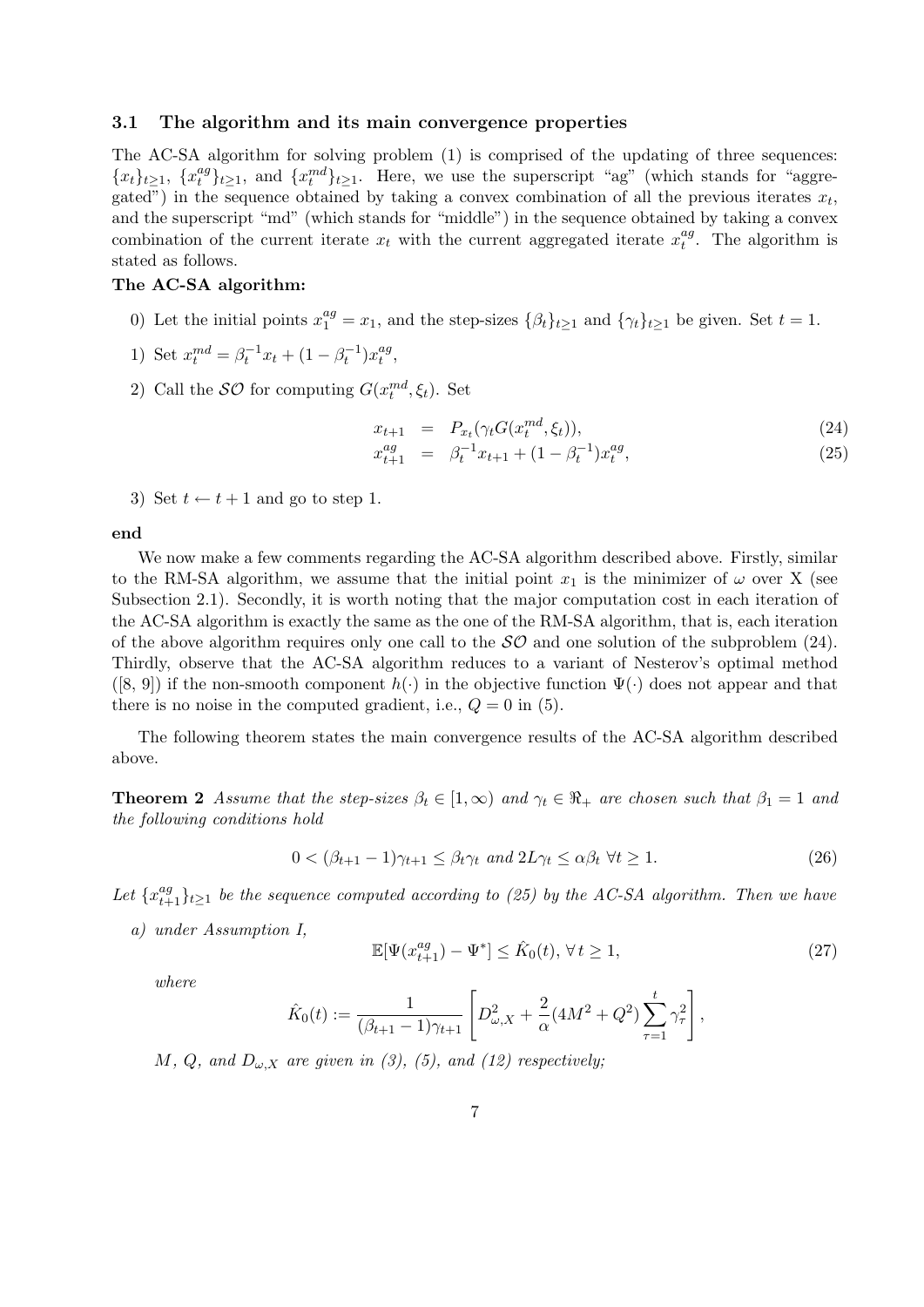### 3.1 The algorithm and its main convergence properties

The AC-SA algorithm for solving problem (1) is comprised of the updating of three sequences: $\{x_t\}_{t\geq 1}$, $\{x_t^{ag}\}_{t\geq 1}$, and $\{x_t^{md}\}_{t\geq 1}$. Here, we use the superscript "ag" (which stands for "aggregated") in the sequence obtained by taking a convex combination of all the previous iterates $x_t$, and the superscript "md" (which stands for "middle") in the sequence obtained by taking a convex combination of the current iterate $x_t$ with the current aggregated iterate $x_t^{ag}$. The algorithm is stated as follows.

**The AC-SA algorithm:**

0) Let the initial points $x_1^{ag} = x_1$, and the step-sizes $\{\beta_t\}_{t\geq 1}$ and $\{\gamma_t\}_{t\geq 1}$ be given. Set $t = 1$.

1) Set $x_t^{md} = \beta_t^{-1} x_t + (1 - \beta_t^{-1}) x_t^{ag}$,

2) Call the $\mathcal{SO}$ for computing $G(x_t^{md}, \xi_t)$. Set

$$x_{t+1} = P_{x_t}(\gamma_t G(x_t^{md}, \xi_t)), \tag{24}$$

$$x_{t+1}^{ag} = \beta_t^{-1} x_{t+1} + (1 - \beta_t^{-1}) x_t^{ag}, \tag{25}$$

3) Set $t \leftarrow t + 1$ and go to step 1.

**end**

We now make a few comments regarding the AC-SA algorithm described above. Firstly, similar to the RM-SA algorithm, we assume that the initial point $x_1$ is the minimizer of $\omega$ over X (see Subsection 2.1). Secondly, it is worth noting that the major computation cost in each iteration of the AC-SA algorithm is exactly the same as the one of the RM-SA algorithm, that is, each iteration of the above algorithm requires only one call to the $\mathcal{SO}$ and one solution of the subproblem (24). Thirdly, observe that the AC-SA algorithm reduces to a variant of Nesterov's optimal method ([8, 9]) if the non-smooth component $h(\cdot)$ in the objective function $\Psi(\cdot)$ does not appear and that there is no noise in the computed gradient, i.e., $Q = 0$ in (5).

The following theorem states the main convergence results of the AC-SA algorithm described above.

**Theorem 2** *Assume that the step-sizes $\beta_t \in [1, \infty)$ and $\gamma_t \in \Re_+$ are chosen such that $\beta_1 = 1$ and the following conditions hold*

$$0 < (\beta_{t+1} - 1)\gamma_{t+1} \leq \beta_t \gamma_t \text{ and } 2L\gamma_t \leq \alpha \beta_t \;\; \forall t \geq 1. \tag{26}$$

*Let $\{x_{t+1}^{ag}\}_{t\geq 1}$ be the sequence computed according to (25) by the AC-SA algorithm. Then we have*

*a) under Assumption I,*

$$\mathbb{E}[\Psi(x_{t+1}^{ag}) - \Psi^*] \leq \hat{K}_0(t), \; \forall\, t \geq 1, \tag{27}$$

*where*

$$\hat{K}_0(t) := \frac{1}{(\beta_{t+1} - 1)\gamma_{t+1}} \left[ D_{\omega,X}^2 + \frac{2}{\alpha}(4M^2 + Q^2) \sum_{\tau=1}^{t} \gamma_\tau^2 \right],$$

*$M$, $Q$, and $D_{\omega,X}$ are given in (3), (5), and (12) respectively;*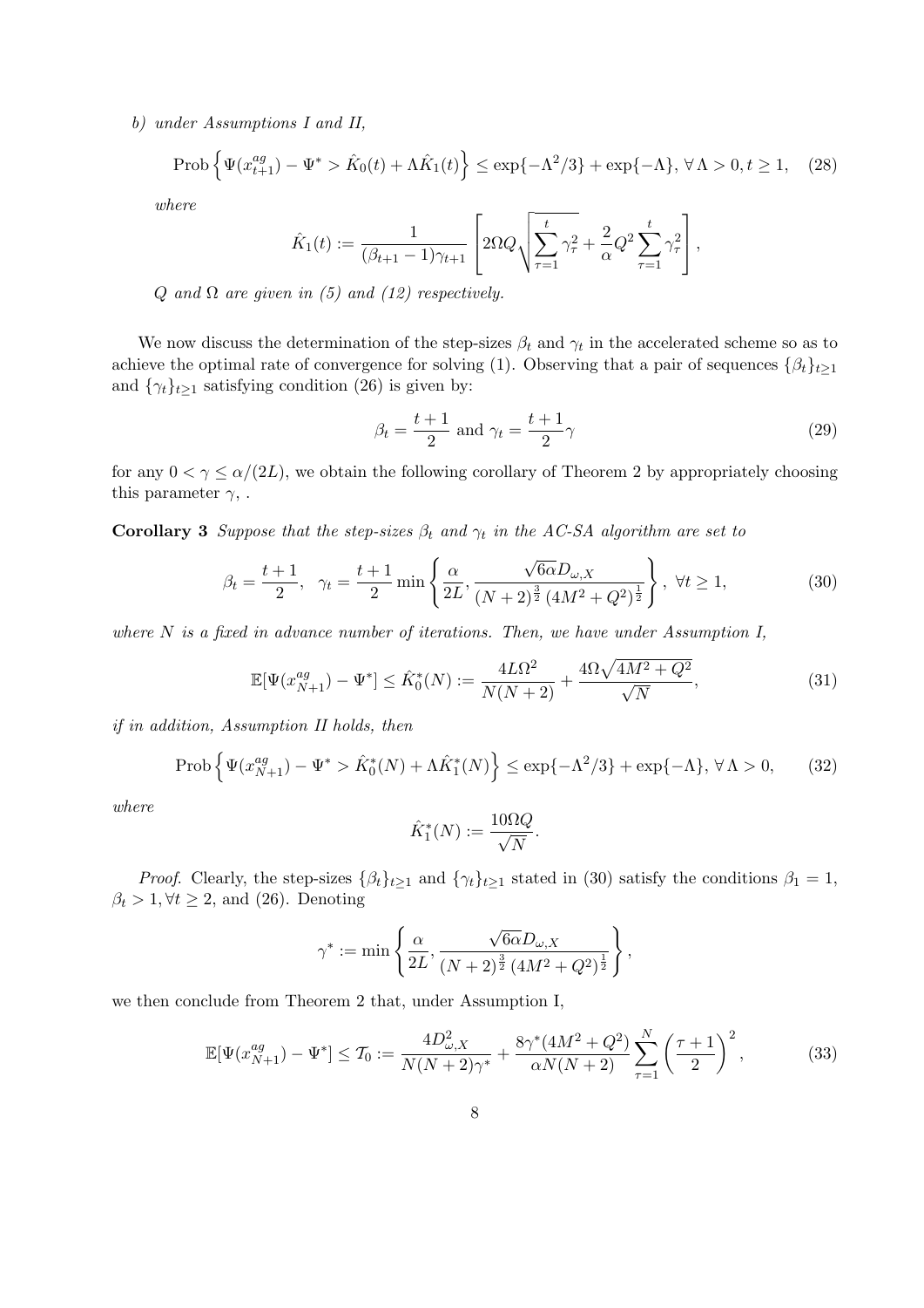*b) under Assumptions I and II,*

$$\text{Prob}\left\{\Psi(x_{t+1}^{ag}) - \Psi^* > \hat{K}_0(t) + \Lambda \hat{K}_1(t)\right\} \leq \exp\{-\Lambda^2/3\} + \exp\{-\Lambda\}, \, \forall \, \Lambda > 0, t \geq 1, \quad (28)$$

*where*

$$\hat{K}_1(t) := \frac{1}{(\beta_{t+1} - 1)\gamma_{t+1}} \left[ 2\Omega Q \sqrt{\sum_{\tau=1}^{t} \gamma_\tau^2} + \frac{2}{\alpha} Q^2 \sum_{\tau=1}^{t} \gamma_\tau^2 \right],$$

*$Q$ and $\Omega$ are given in (5) and (12) respectively.*

We now discuss the determination of the step-sizes $\beta_t$ and $\gamma_t$ in the accelerated scheme so as to achieve the optimal rate of convergence for solving (1). Observing that a pair of sequences $\{\beta_t\}_{t\geq 1}$ and $\{\gamma_t\}_{t\geq 1}$ satisfying condition (26) is given by:

$$\beta_t = \frac{t+1}{2} \text{ and } \gamma_t = \frac{t+1}{2}\gamma \quad (29)$$

for any $0 < \gamma \leq \alpha/(2L)$, we obtain the following corollary of Theorem 2 by appropriately choosing this parameter $\gamma$, .

**Corollary 3** *Suppose that the step-sizes $\beta_t$ and $\gamma_t$ in the AC-SA algorithm are set to*

$$\beta_t = \frac{t+1}{2}, \quad \gamma_t = \frac{t+1}{2} \min\left\{ \frac{\alpha}{2L}, \frac{\sqrt{6\alpha} D_{\omega,X}}{(N+2)^{\frac{3}{2}} (4M^2 + Q^2)^{\frac{1}{2}}} \right\}, \; \forall t \geq 1, \quad (30)$$

*where $N$ is a fixed in advance number of iterations. Then, we have under Assumption I,*

$$\mathbb{E}[\Psi(x_{N+1}^{ag}) - \Psi^*] \leq \hat{K}_0^*(N) := \frac{4L\Omega^2}{N(N+2)} + \frac{4\Omega\sqrt{4M^2 + Q^2}}{\sqrt{N}}, \quad (31)$$

*if in addition, Assumption II holds, then*

$$\text{Prob}\left\{\Psi(x_{N+1}^{ag}) - \Psi^* > \hat{K}_0^*(N) + \Lambda \hat{K}_1^*(N)\right\} \leq \exp\{-\Lambda^2/3\} + \exp\{-\Lambda\}, \, \forall \, \Lambda > 0, \quad (32)$$

*where*

$$\hat{K}_1^*(N) := \frac{10\Omega Q}{\sqrt{N}}.$$

*Proof.* Clearly, the step-sizes $\{\beta_t\}_{t\geq 1}$ and $\{\gamma_t\}_{t\geq 1}$ stated in (30) satisfy the conditions $\beta_1 = 1$, $\beta_t > 1, \forall t \geq 2$, and (26). Denoting

$$\gamma^* := \min\left\{ \frac{\alpha}{2L}, \frac{\sqrt{6\alpha} D_{\omega,X}}{(N+2)^{\frac{3}{2}} (4M^2 + Q^2)^{\frac{1}{2}}} \right\},$$

we then conclude from Theorem 2 that, under Assumption I,

$$\mathbb{E}[\Psi(x_{N+1}^{ag}) - \Psi^*] \leq \mathcal{T}_0 := \frac{4D_{\omega,X}^2}{N(N+2)\gamma^*} + \frac{8\gamma^*(4M^2 + Q^2)}{\alpha N(N+2)} \sum_{\tau=1}^{N} \left(\frac{\tau+1}{2}\right)^2, \quad (33)$$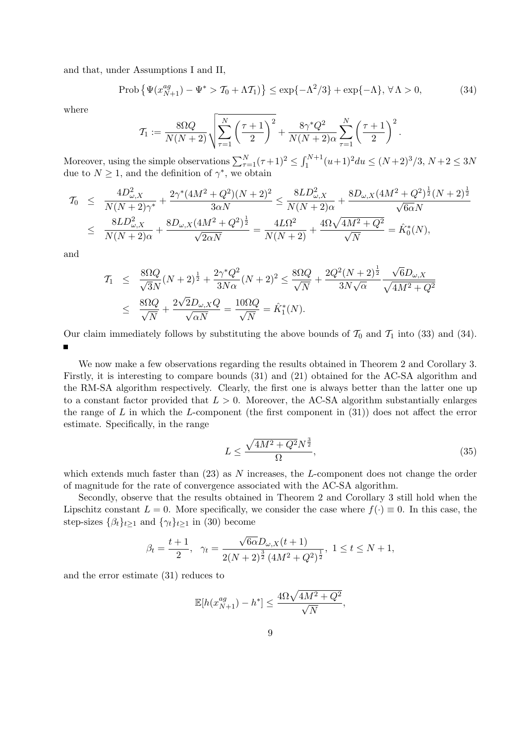and that, under Assumptions I and II,

$$\text{Prob}\left\{\Psi(x_{N+1}^{ag}) - \Psi^* > \mathcal{T}_0 + \Lambda \mathcal{T}_1)\right\} \le \exp\{-\Lambda^2/3\} + \exp\{-\Lambda\}, \, \forall\, \Lambda > 0, \tag{34}$$

where

$$\mathcal{T}_1 := \frac{8\Omega Q}{N(N+2)} \sqrt{\sum_{\tau=1}^{N} \left(\frac{\tau+1}{2}\right)^2} + \frac{8\gamma^* Q^2}{N(N+2)\alpha} \sum_{\tau=1}^{N} \left(\frac{\tau+1}{2}\right)^2.$$

Moreover, using the simple observations $\sum_{\tau=1}^N (\tau+1)^2 \le \int_1^{N+1}(u+1)^2 du \le (N+2)^3/3$, $N+2 \le 3N$ due to $N \ge 1$, and the definition of $\gamma^*$, we obtain

$$\begin{aligned}
\mathcal{T}_0 &\le \frac{4D_{\omega,X}^2}{N(N+2)\gamma^*} + \frac{2\gamma^*(4M^2+Q^2)(N+2)^2}{3\alpha N} \le \frac{8LD_{\omega,X}^2}{N(N+2)\alpha} + \frac{8D_{\omega,X}(4M^2+Q^2)^{\frac{1}{2}}(N+2)^{\frac{1}{2}}}{\sqrt{6\alpha}N} \\
&\le \frac{8LD_{\omega,X}^2}{N(N+2)\alpha} + \frac{8D_{\omega,X}(4M^2+Q^2)^{\frac{1}{2}}}{\sqrt{2\alpha N}} = \frac{4L\Omega^2}{N(N+2)} + \frac{4\Omega\sqrt{4M^2+Q^2}}{\sqrt{N}} = \hat{K}_0^*(N),
\end{aligned}$$

and

$$\begin{aligned}
\mathcal{T}_1 &\le \frac{8\Omega Q}{\sqrt{3}N}(N+2)^{\frac{1}{2}} + \frac{2\gamma^* Q^2}{3N\alpha}(N+2)^2 \le \frac{8\Omega Q}{\sqrt{N}} + \frac{2Q^2(N+2)^{\frac{1}{2}}}{3N\sqrt{\alpha}} \frac{\sqrt{6}D_{\omega,X}}{\sqrt{4M^2+Q^2}} \\
&\le \frac{8\Omega Q}{\sqrt{N}} + \frac{2\sqrt{2}D_{\omega,X}Q}{\sqrt{\alpha N}} = \frac{10\Omega Q}{\sqrt{N}} = \hat{K}_1^*(N).
\end{aligned}$$

Our claim immediately follows by substituting the above bounds of $\mathcal{T}_0$ and $\mathcal{T}_1$ into (33) and (34). ■

We now make a few observations regarding the results obtained in Theorem 2 and Corollary 3. Firstly, it is interesting to compare bounds (31) and (21) obtained for the AC-SA algorithm and the RM-SA algorithm respectively. Clearly, the first one is always better than the latter one up to a constant factor provided that $L > 0$. Moreover, the AC-SA algorithm substantially enlarges the range of $L$ in which the $L$-component (the first component in (31)) does not affect the error estimate. Specifically, in the range

$$L \le \frac{\sqrt{4M^2+Q^2}N^{\frac{3}{2}}}{\Omega}, \tag{35}$$

which extends much faster than (23) as $N$ increases, the $L$-component does not change the order of magnitude for the rate of convergence associated with the AC-SA algorithm.

Secondly, observe that the results obtained in Theorem 2 and Corollary 3 still hold when the Lipschitz constant $L = 0$. More specifically, we consider the case where $f(\cdot) \equiv 0$. In this case, the step-sizes $\{\beta_t\}_{t\ge1}$ and $\{\gamma_t\}_{t\ge1}$ in (30) become

$$\beta_t = \frac{t+1}{2}, \quad \gamma_t = \frac{\sqrt{6\alpha}D_{\omega,X}(t+1)}{2(N+2)^{\frac{3}{2}}\left(4M^2+Q^2\right)^{\frac{1}{2}}}, \; 1 \le t \le N+1,$$

and the error estimate (31) reduces to

$$\mathbb{E}[h(x_{N+1}^{ag}) - h^*] \le \frac{4\Omega\sqrt{4M^2+Q^2}}{\sqrt{N}},$$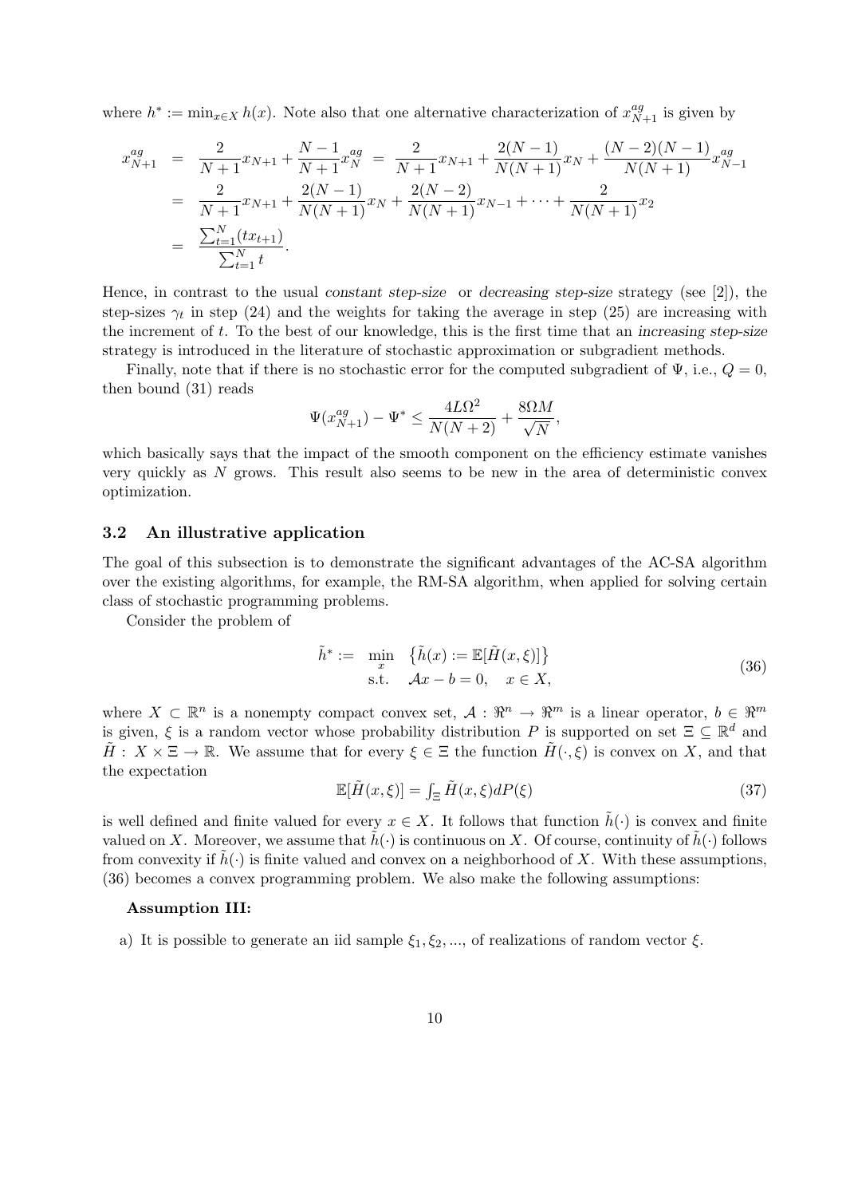where $h^* := \min_{x \in X} h(x)$. Note also that one alternative characterization of $x_{N+1}^{ag}$ is given by

$$
\begin{aligned}
x_{N+1}^{ag} &= \frac{2}{N+1} x_{N+1} + \frac{N-1}{N+1} x_N^{ag} = \frac{2}{N+1} x_{N+1} + \frac{2(N-1)}{N(N+1)} x_N + \frac{(N-2)(N-1)}{N(N+1)} x_{N-1}^{ag} \\
&= \frac{2}{N+1} x_{N+1} + \frac{2(N-1)}{N(N+1)} x_N + \frac{2(N-2)}{N(N+1)} x_{N-1} + \cdots + \frac{2}{N(N+1)} x_2 \\
&= \frac{\sum_{t=1}^{N} (t x_{t+1})}{\sum_{t=1}^{N} t}.
\end{aligned}
$$

Hence, in contrast to the usual *constant step-size* or *decreasing step-size* strategy (see [2]), the step-sizes $\gamma_t$ in step (24) and the weights for taking the average in step (25) are increasing with the increment of $t$. To the best of our knowledge, this is the first time that an *increasing step-size* strategy is introduced in the literature of stochastic approximation or subgradient methods.

Finally, note that if there is no stochastic error for the computed subgradient of $\Psi$, i.e., $Q = 0$, then bound (31) reads

$$
\Psi(x_{N+1}^{ag}) - \Psi^* \leq \frac{4L\Omega^2}{N(N+2)} + \frac{8\Omega M}{\sqrt{N}},
$$

which basically says that the impact of the smooth component on the efficiency estimate vanishes very quickly as $N$ grows. This result also seems to be new in the area of deterministic convex optimization.

### 3.2 An illustrative application

The goal of this subsection is to demonstrate the significant advantages of the AC-SA algorithm over the existing algorithms, for example, the RM-SA algorithm, when applied for solving certain class of stochastic programming problems.

Consider the problem of

$$
\begin{aligned}
\tilde{h}^* := \quad & \min_{x} \quad \left\{ \tilde{h}(x) := \mathbb{E}[\tilde{H}(x, \xi)] \right\} \\
& \text{s.t.} \quad \mathcal{A}x - b = 0, \quad x \in X,
\end{aligned}
\tag{36}
$$

where $X \subset \mathbb{R}^n$ is a nonempty compact convex set, $\mathcal{A} : \Re^n \to \Re^m$ is a linear operator, $b \in \Re^m$ is given, $\xi$ is a random vector whose probability distribution $P$ is supported on set $\Xi \subseteq \mathbb{R}^d$ and $\tilde{H} : X \times \Xi \to \mathbb{R}$. We assume that for every $\xi \in \Xi$ the function $\tilde{H}(\cdot, \xi)$ is convex on $X$, and that the expectation

$$
\mathbb{E}[\tilde{H}(x, \xi)] = \textstyle\int_{\Xi} \tilde{H}(x, \xi) dP(\xi)
\tag{37}
$$

is well defined and finite valued for every $x \in X$. It follows that function $\tilde{h}(\cdot)$ is convex and finite valued on $X$. Moreover, we assume that $\tilde{h}(\cdot)$ is continuous on $X$. Of course, continuity of $\tilde{h}(\cdot)$ follows from convexity if $\tilde{h}(\cdot)$ is finite valued and convex on a neighborhood of $X$. With these assumptions, (36) becomes a convex programming problem. We also make the following assumptions:

**Assumption III:**

a) It is possible to generate an iid sample $\xi_1, \xi_2, \ldots,$ of realizations of random vector $\xi$.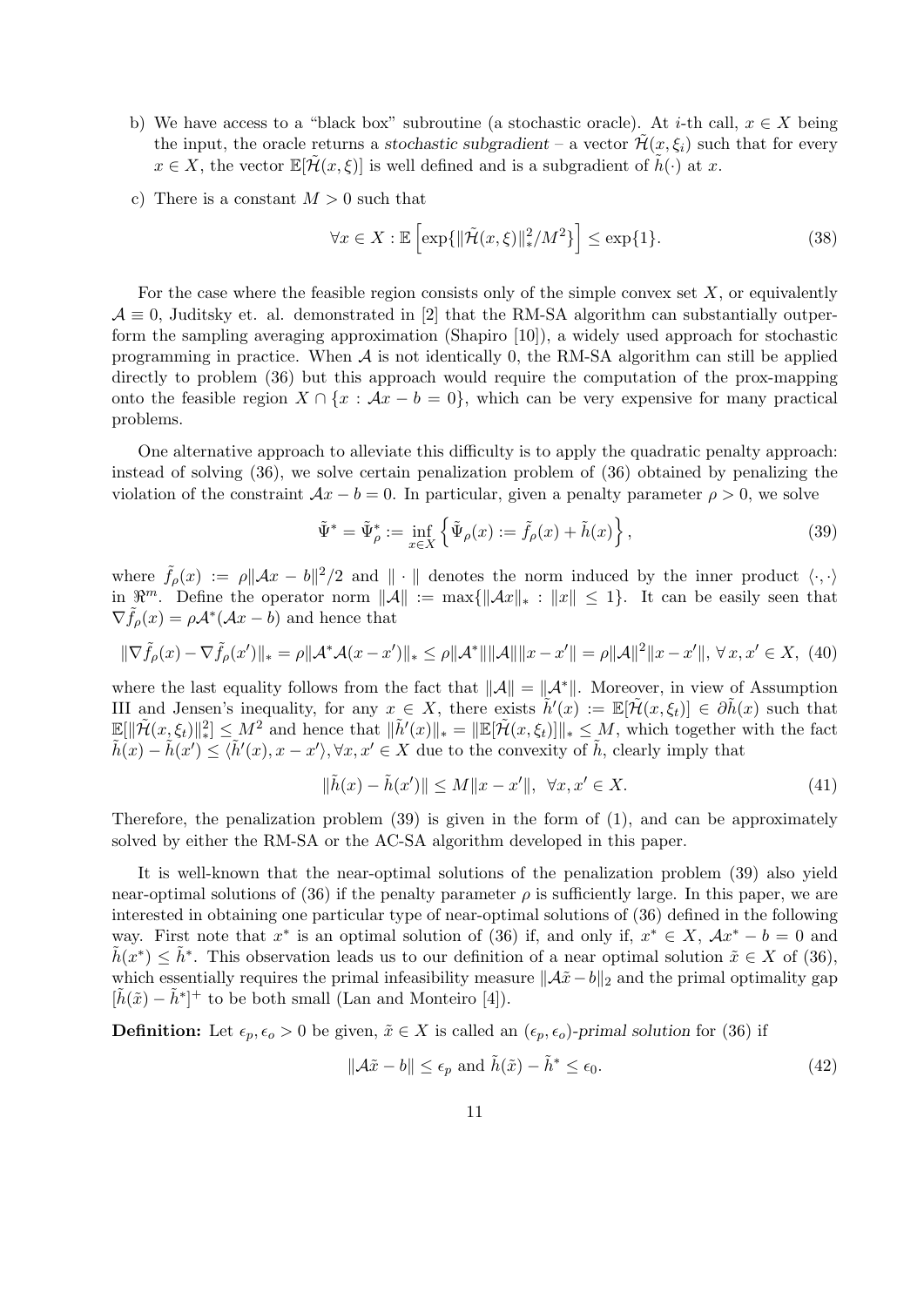b) We have access to a "black box" subroutine (a stochastic oracle). At $i$-th call, $x \in X$ being the input, the oracle returns a *stochastic subgradient* – a vector $\tilde{\mathcal{H}}(x, \xi_i)$ such that for every $x \in X$, the vector $\mathbb{E}[\tilde{\mathcal{H}}(x, \xi)]$ is well defined and is a subgradient of $\tilde{h}(\cdot)$ at $x$.

c) There is a constant $M > 0$ such that

$$
\forall x \in X : \mathbb{E}\left[\exp\{\|\tilde{\mathcal{H}}(x, \xi)\|_*^2 / M^2\}\right] \leq \exp\{1\}. \tag{38}
$$

For the case where the feasible region consists only of the simple convex set $X$, or equivalently $\mathcal{A} \equiv 0$, Juditsky et. al. demonstrated in [2] that the RM-SA algorithm can substantially outperform the sampling averaging approximation (Shapiro [10]), a widely used approach for stochastic programming in practice. When $\mathcal{A}$ is not identically 0, the RM-SA algorithm can still be applied directly to problem (36) but this approach would require the computation of the prox-mapping onto the feasible region $X \cap \{x : \mathcal{A}x - b = 0\}$, which can be very expensive for many practical problems.

One alternative approach to alleviate this difficulty is to apply the quadratic penalty approach: instead of solving (36), we solve certain penalization problem of (36) obtained by penalizing the violation of the constraint $\mathcal{A}x - b = 0$. In particular, given a penalty parameter $\rho > 0$, we solve

$$
\tilde{\Psi}^* = \tilde{\Psi}^*_\rho := \inf_{x \in X} \left\{ \tilde{\Psi}_\rho(x) := \tilde{f}_\rho(x) + \tilde{h}(x) \right\}, \tag{39}
$$

where $\tilde{f}_\rho(x) := \rho \|\mathcal{A}x - b\|^2/2$ and $\|\cdot\|$ denotes the norm induced by the inner product $\langle \cdot, \cdot \rangle$ in $\Re^m$. Define the operator norm $\|\mathcal{A}\| := \max\{\|\mathcal{A}x\|_* : \|x\| \leq 1\}$. It can be easily seen that $\nabla \tilde{f}_\rho(x) = \rho \mathcal{A}^*(\mathcal{A}x - b)$ and hence that

$$
\|\nabla \tilde{f}_\rho(x) - \nabla \tilde{f}_\rho(x')\|_* = \rho \|\mathcal{A}^* \mathcal{A}(x - x')\|_* \leq \rho \|\mathcal{A}^*\| \|\mathcal{A}\| \|x - x'\| = \rho \|\mathcal{A}\|^2 \|x - x'\|, \; \forall \, x, x' \in X, \tag{40}
$$

where the last equality follows from the fact that $\|\mathcal{A}\| = \|\mathcal{A}^*\|$. Moreover, in view of Assumption III and Jensen's inequality, for any $x \in X$, there exists $\tilde{h}'(x) := \mathbb{E}[\tilde{\mathcal{H}}(x, \xi_t)] \in \partial \tilde{h}(x)$ such that $\mathbb{E}[\|\tilde{\mathcal{H}}(x, \xi_t)\|_*^2] \leq M^2$ and hence that $\|\tilde{h}'(x)\|_* = \|\mathbb{E}[\tilde{\mathcal{H}}(x, \xi_t)]\|_* \leq M$, which together with the fact $\tilde{h}(x) - \tilde{h}(x') \leq \langle \tilde{h}'(x), x - x' \rangle, \forall x, x' \in X$ due to the convexity of $\tilde{h}$, clearly imply that

$$
\|\tilde{h}(x) - \tilde{h}(x')\| \leq M \|x - x'\|, \;\; \forall x, x' \in X. \tag{41}
$$

Therefore, the penalization problem (39) is given in the form of (1), and can be approximately solved by either the RM-SA or the AC-SA algorithm developed in this paper.

It is well-known that the near-optimal solutions of the penalization problem (39) also yield near-optimal solutions of (36) if the penalty parameter $\rho$ is sufficiently large. In this paper, we are interested in obtaining one particular type of near-optimal solutions of (36) defined in the following way. First note that $x^*$ is an optimal solution of (36) if, and only if, $x^* \in X$, $\mathcal{A}x^* - b = 0$ and $\tilde{h}(x^*) \leq \tilde{h}^*$. This observation leads us to our definition of a near optimal solution $\tilde{x} \in X$ of (36), which essentially requires the primal infeasibility measure $\|\mathcal{A}\tilde{x} - b\|_2$ and the primal optimality gap $[\tilde{h}(\tilde{x}) - \tilde{h}^*]^+$ to be both small (Lan and Monteiro [4]).

**Definition:** Let $\epsilon_p, \epsilon_o > 0$ be given, $\tilde{x} \in X$ is called an $(\epsilon_p, \epsilon_o)$-*primal solution* for (36) if

$$
\|\mathcal{A}\tilde{x} - b\| \leq \epsilon_p \text{ and } \tilde{h}(\tilde{x}) - \tilde{h}^* \leq \epsilon_0. \tag{42}
$$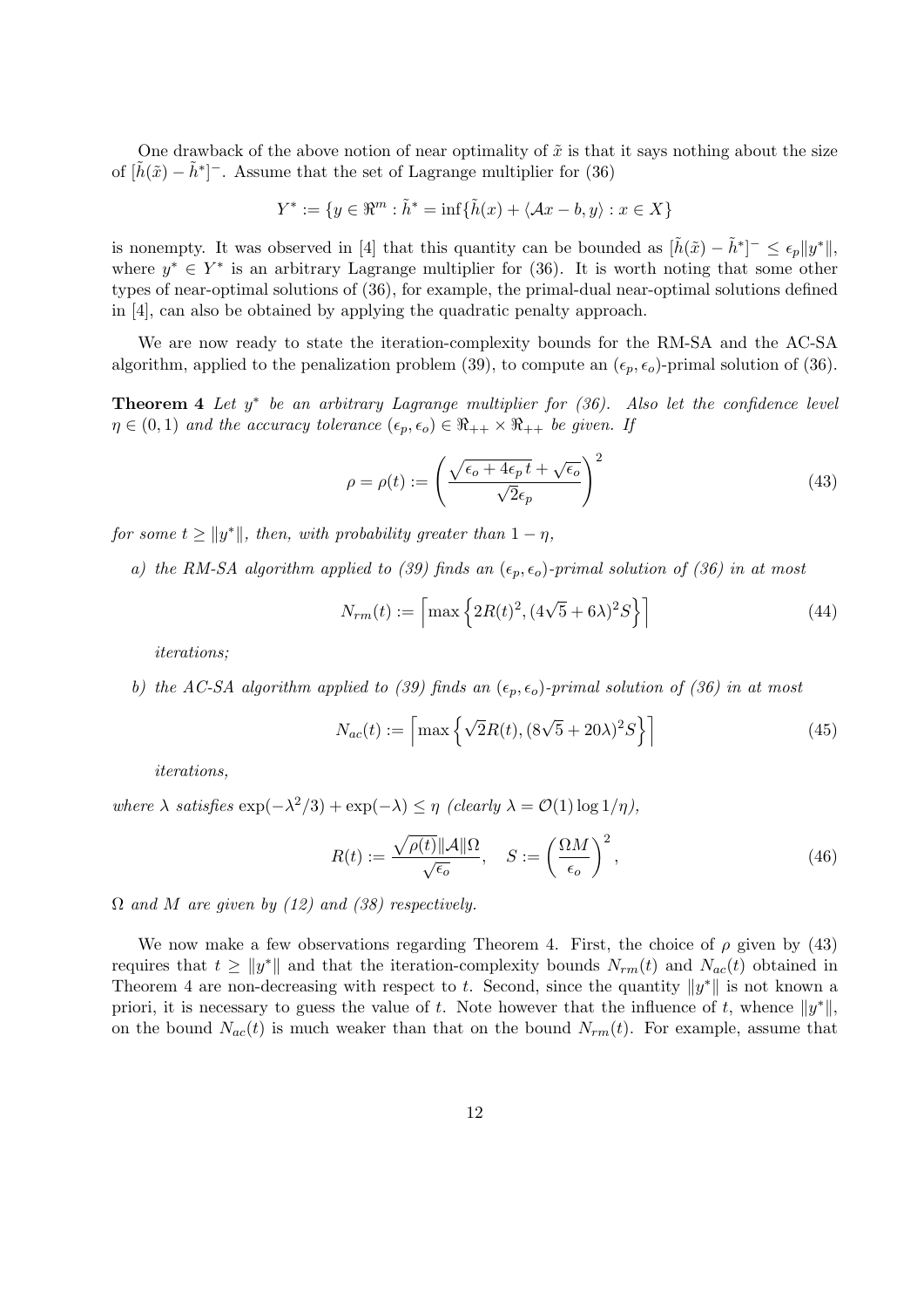One drawback of the above notion of near optimality of $\tilde{x}$ is that it says nothing about the size of $[\tilde{h}(\tilde{x}) - \tilde{h}^*]^-$. Assume that the set of Lagrange multiplier for (36)

$$Y^* := \{y \in \Re^m : \tilde{h}^* = \inf\{\tilde{h}(x) + \langle \mathcal{A}x - b, y\rangle : x \in X\}$$

is nonempty. It was observed in [4] that this quantity can be bounded as $[\tilde{h}(\tilde{x}) - \tilde{h}^*]^- \leq \epsilon_p \|y^*\|$, where $y^* \in Y^*$ is an arbitrary Lagrange multiplier for (36). It is worth noting that some other types of near-optimal solutions of (36), for example, the primal-dual near-optimal solutions defined in [4], can also be obtained by applying the quadratic penalty approach.

We are now ready to state the iteration-complexity bounds for the RM-SA and the AC-SA algorithm, applied to the penalization problem (39), to compute an $(\epsilon_p, \epsilon_o)$-primal solution of (36).

**Theorem 4** *Let $y^*$ be an arbitrary Lagrange multiplier for (36). Also let the confidence level $\eta \in (0,1)$ and the accuracy tolerance $(\epsilon_p, \epsilon_o) \in \Re_{++} \times \Re_{++}$ be given. If*

$$\rho = \rho(t) := \left(\frac{\sqrt{\epsilon_o + 4\epsilon_p t} + \sqrt{\epsilon_o}}{\sqrt{2}\epsilon_p}\right)^2 \tag{43}$$

*for some $t \geq \|y^*\|$, then, with probability greater than $1 - \eta$,*

*a) the RM-SA algorithm applied to (39) finds an $(\epsilon_p, \epsilon_o)$-primal solution of (36) in at most*

$$N_{rm}(t) := \left\lceil \max\left\{2R(t)^2, (4\sqrt{5} + 6\lambda)^2 S\right\}\right\rceil \tag{44}$$

*iterations;*

*b) the AC-SA algorithm applied to (39) finds an $(\epsilon_p, \epsilon_o)$-primal solution of (36) in at most*

$$N_{ac}(t) := \left\lceil \max\left\{\sqrt{2}R(t), (8\sqrt{5} + 20\lambda)^2 S\right\}\right\rceil \tag{45}$$

*iterations,*

*where $\lambda$ satisfies $\exp(-\lambda^2/3) + \exp(-\lambda) \leq \eta$ (clearly $\lambda = \mathcal{O}(1)\log 1/\eta$),*

$$R(t) := \frac{\sqrt{\rho(t)}\|\mathcal{A}\|\Omega}{\sqrt{\epsilon_o}}, \quad S := \left(\frac{\Omega M}{\epsilon_o}\right)^2, \tag{46}$$

*$\Omega$ and $M$ are given by (12) and (38) respectively.*

We now make a few observations regarding Theorem 4. First, the choice of $\rho$ given by (43) requires that $t \geq \|y^*\|$ and that the iteration-complexity bounds $N_{rm}(t)$ and $N_{ac}(t)$ obtained in Theorem 4 are non-decreasing with respect to $t$. Second, since the quantity $\|y^*\|$ is not known a priori, it is necessary to guess the value of $t$. Note however that the influence of $t$, whence $\|y^*\|$, on the bound $N_{ac}(t)$ is much weaker than that on the bound $N_{rm}(t)$. For example, assume that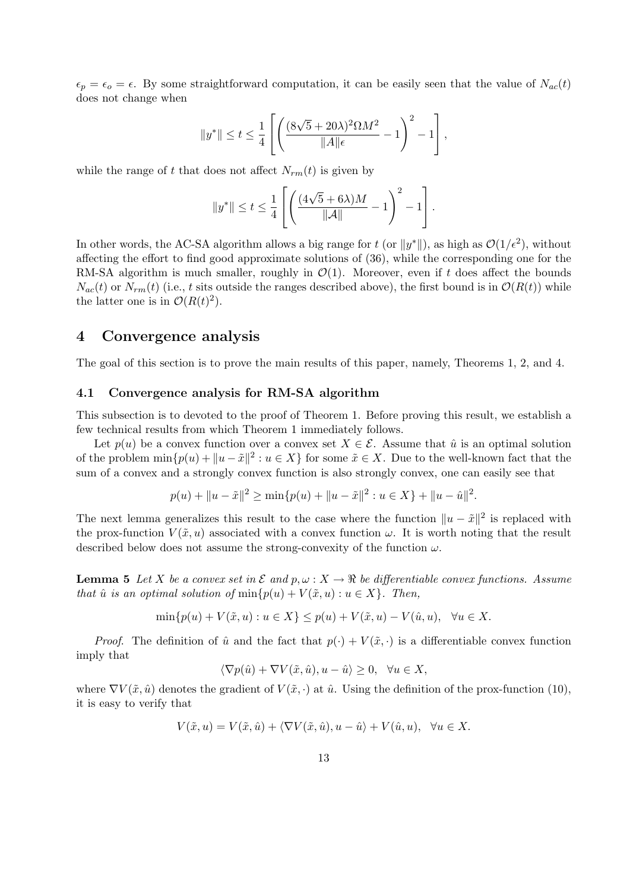$\epsilon_p = \epsilon_o = \epsilon$. By some straightforward computation, it can be easily seen that the value of $N_{ac}(t)$ does not change when

$$\|y^*\| \le t \le \frac{1}{4}\left[\left(\frac{(8\sqrt{5}+20\lambda)^2\Omega M^2}{\|A\|\epsilon} - 1\right)^2 - 1\right],$$

while the range of $t$ that does not affect $N_{rm}(t)$ is given by

$$\|y^*\| \le t \le \frac{1}{4}\left[\left(\frac{(4\sqrt{5}+6\lambda)M}{\|\mathcal{A}\|} - 1\right)^2 - 1\right].$$

In other words, the AC-SA algorithm allows a big range for $t$ (or $\|y^*\|$), as high as $\mathcal{O}(1/\epsilon^2)$, without affecting the effort to find good approximate solutions of (36), while the corresponding one for the RM-SA algorithm is much smaller, roughly in $\mathcal{O}(1)$. Moreover, even if $t$ does affect the bounds $N_{ac}(t)$ or $N_{rm}(t)$ (i.e., $t$ sits outside the ranges described above), the first bound is in $\mathcal{O}(R(t))$ while the latter one is in $\mathcal{O}(R(t)^2)$.

## 4 Convergence analysis

The goal of this section is to prove the main results of this paper, namely, Theorems 1, 2, and 4.

### 4.1 Convergence analysis for RM-SA algorithm

This subsection is to devoted to the proof of Theorem 1. Before proving this result, we establish a few technical results from which Theorem 1 immediately follows.

Let $p(u)$ be a convex function over a convex set $X \in \mathcal{E}$. Assume that $\hat{u}$ is an optimal solution of the problem $\min\{p(u) + \|u - \tilde{x}\|^2 : u \in X\}$ for some $\tilde{x} \in X$. Due to the well-known fact that the sum of a convex and a strongly convex function is also strongly convex, one can easily see that

$$p(u) + \|u - \tilde{x}\|^2 \ge \min\{p(u) + \|u - \tilde{x}\|^2 : u \in X\} + \|u - \hat{u}\|^2.$$

The next lemma generalizes this result to the case where the function $\|u - \tilde{x}\|^2$ is replaced with the prox-function $V(\tilde{x}, u)$ associated with a convex function $\omega$. It is worth noting that the result described below does not assume the strong-convexity of the function $\omega$.

**Lemma 5** *Let $X$ be a convex set in $\mathcal{E}$ and $p, \omega : X \to \Re$ be differentiable convex functions. Assume that $\hat{u}$ is an optimal solution of $\min\{p(u) + V(\tilde{x}, u) : u \in X\}$. Then,*

$$\min\{p(u) + V(\tilde{x}, u) : u \in X\} \le p(u) + V(\tilde{x}, u) - V(\hat{u}, u), \quad \forall u \in X.$$

*Proof.* The definition of $\hat{u}$ and the fact that $p(\cdot) + V(\tilde{x}, \cdot)$ is a differentiable convex function imply that

$$\langle \nabla p(\hat{u}) + \nabla V(\tilde{x}, \hat{u}), u - \hat{u} \rangle \ge 0, \quad \forall u \in X,$$

where $\nabla V(\tilde{x}, \hat{u})$ denotes the gradient of $V(\tilde{x}, \cdot)$ at $\hat{u}$. Using the definition of the prox-function (10), it is easy to verify that

$$V(\tilde{x}, u) = V(\tilde{x}, \hat{u}) + \langle \nabla V(\tilde{x}, \hat{u}), u - \hat{u} \rangle + V(\hat{u}, u), \quad \forall u \in X.$$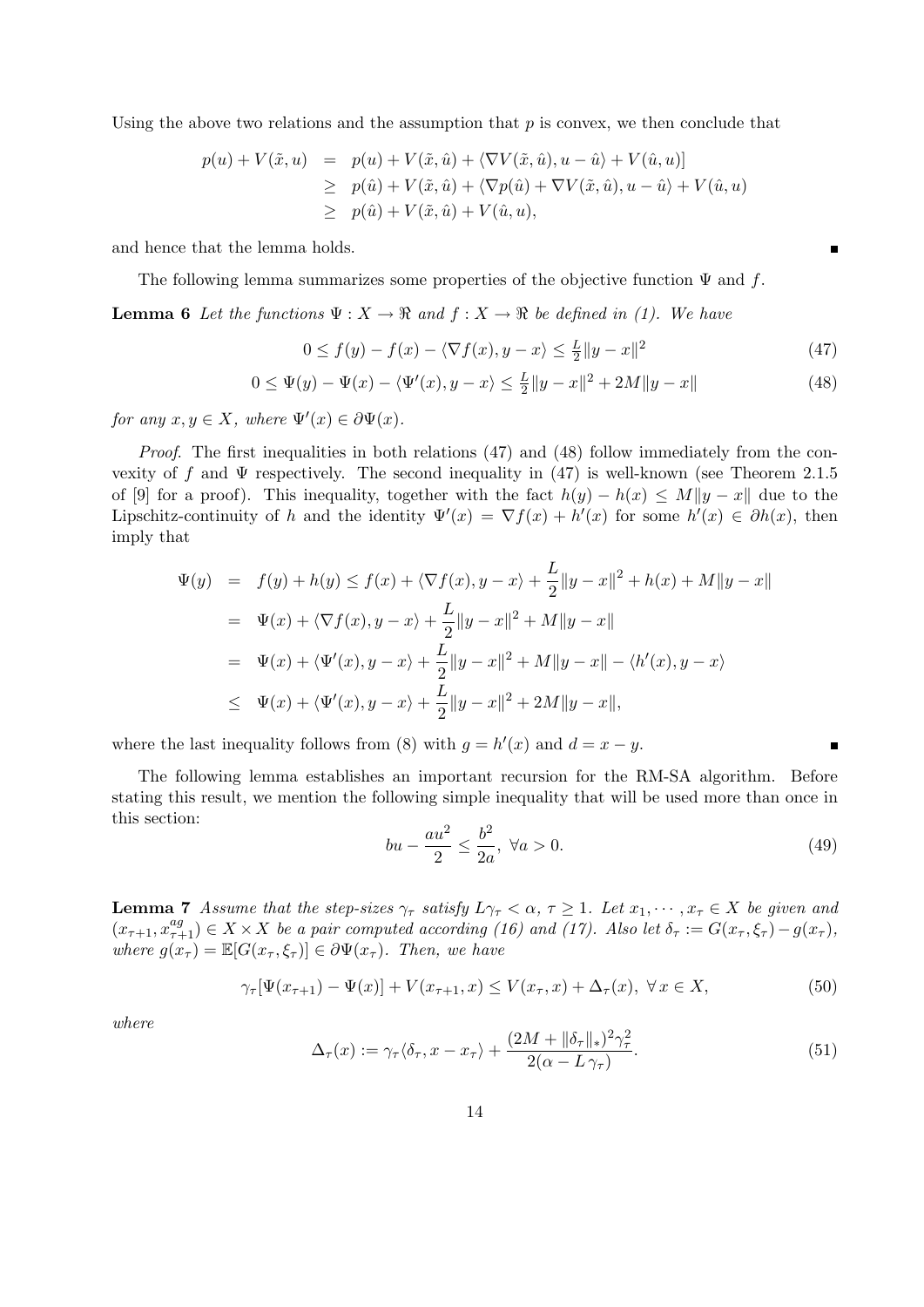Using the above two relations and the assumption that $p$ is convex, we then conclude that

$$
\begin{aligned}
p(u) + V(\tilde{x}, u) &= p(u) + V(\tilde{x}, \hat{u}) + \langle \nabla V(\tilde{x}, \hat{u}), u - \hat{u} \rangle + V(\hat{u}, u)] \\
&\geq p(\hat{u}) + V(\tilde{x}, \hat{u}) + \langle \nabla p(\hat{u}) + \nabla V(\tilde{x}, \hat{u}), u - \hat{u} \rangle + V(\hat{u}, u) \\
&\geq p(\hat{u}) + V(\tilde{x}, \hat{u}) + V(\hat{u}, u),
\end{aligned}
$$

and hence that the lemma holds. ∎

The following lemma summarizes some properties of the objective function $\Psi$ and $f$.

**Lemma 6** *Let the functions $\Psi : X \to \Re$ and $f : X \to \Re$ be defined in (1). We have*

$$
0 \leq f(y) - f(x) - \langle \nabla f(x), y - x \rangle \leq \tfrac{L}{2} \|y - x\|^2 \tag{47}
$$

$$
0 \leq \Psi(y) - \Psi(x) - \langle \Psi'(x), y - x \rangle \leq \tfrac{L}{2} \|y - x\|^2 + 2M \|y - x\| \tag{48}
$$

*for any $x, y \in X$, where $\Psi'(x) \in \partial \Psi(x)$.*

*Proof.* The first inequalities in both relations (47) and (48) follow immediately from the convexity of $f$ and $\Psi$ respectively. The second inequality in (47) is well-known (see Theorem 2.1.5 of [9] for a proof). This inequality, together with the fact $h(y) - h(x) \leq M\|y - x\|$ due to the Lipschitz-continuity of $h$ and the identity $\Psi'(x) = \nabla f(x) + h'(x)$ for some $h'(x) \in \partial h(x)$, then imply that

$$
\begin{aligned}
\Psi(y) &= f(y) + h(y) \leq f(x) + \langle \nabla f(x), y - x \rangle + \frac{L}{2} \|y - x\|^2 + h(x) + M\|y - x\| \\
&= \Psi(x) + \langle \nabla f(x), y - x \rangle + \frac{L}{2} \|y - x\|^2 + M\|y - x\| \\
&= \Psi(x) + \langle \Psi'(x), y - x \rangle + \frac{L}{2} \|y - x\|^2 + M\|y - x\| - \langle h'(x), y - x \rangle \\
&\leq \Psi(x) + \langle \Psi'(x), y - x \rangle + \frac{L}{2} \|y - x\|^2 + 2M\|y - x\|,
\end{aligned}
$$

where the last inequality follows from (8) with $g = h'(x)$ and $d = x - y$. ∎

The following lemma establishes an important recursion for the RM-SA algorithm. Before stating this result, we mention the following simple inequality that will be used more than once in this section:

$$
bu - \frac{au^2}{2} \leq \frac{b^2}{2a}, \ \forall a > 0. \tag{49}
$$

**Lemma 7** *Assume that the step-sizes $\gamma_\tau$ satisfy $L\gamma_\tau < \alpha$, $\tau \geq 1$. Let $x_1, \cdots, x_\tau \in X$ be given and $(x_{\tau+1}, x^{ag}_{\tau+1}) \in X \times X$ be a pair computed according (16) and (17). Also let $\delta_\tau := G(x_\tau, \xi_\tau) - g(x_\tau)$, where $g(x_\tau) = \mathbb{E}[G(x_\tau, \xi_\tau)] \in \partial \Psi(x_\tau)$. Then, we have*

$$
\gamma_\tau [\Psi(x_{\tau+1}) - \Psi(x)] + V(x_{\tau+1}, x) \leq V(x_\tau, x) + \Delta_\tau(x), \ \forall \, x \in X, \tag{50}
$$

*where*

$$
\Delta_\tau(x) := \gamma_\tau \langle \delta_\tau, x - x_\tau \rangle + \frac{(2M + \|\delta_\tau\|_*)^2 \gamma_\tau^2}{2(\alpha - L\,\gamma_\tau)}. \tag{51}
$$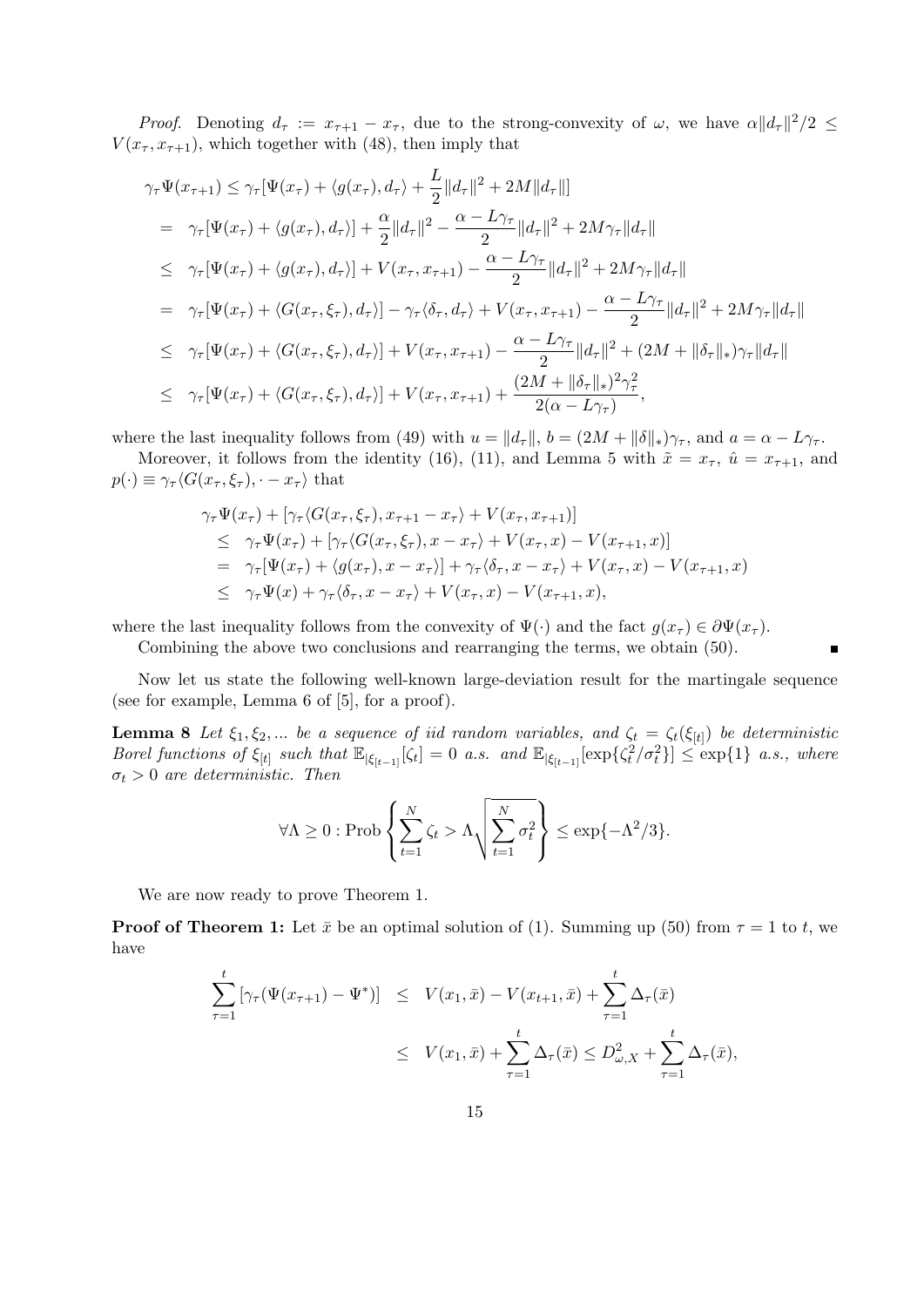*Proof.* Denoting $d_\tau := x_{\tau+1} - x_\tau$, due to the strong-convexity of $\omega$, we have $\alpha\|d_\tau\|^2/2 \le V(x_\tau, x_{\tau+1})$, which together with (48), then imply that

$$
\begin{aligned}
\gamma_\tau \Psi(x_{\tau+1}) &\le \gamma_\tau[\Psi(x_\tau) + \langle g(x_\tau), d_\tau\rangle + \frac{L}{2}\|d_\tau\|^2 + 2M\|d_\tau\|] \\
&= \gamma_\tau[\Psi(x_\tau) + \langle g(x_\tau), d_\tau\rangle] + \frac{\alpha}{2}\|d_\tau\|^2 - \frac{\alpha - L\gamma_\tau}{2}\|d_\tau\|^2 + 2M\gamma_\tau\|d_\tau\| \\
&\le \gamma_\tau[\Psi(x_\tau) + \langle g(x_\tau), d_\tau\rangle] + V(x_\tau, x_{\tau+1}) - \frac{\alpha - L\gamma_\tau}{2}\|d_\tau\|^2 + 2M\gamma_\tau\|d_\tau\| \\
&= \gamma_\tau[\Psi(x_\tau) + \langle G(x_\tau, \xi_\tau), d_\tau\rangle] - \gamma_\tau\langle \delta_\tau, d_\tau\rangle + V(x_\tau, x_{\tau+1}) - \frac{\alpha - L\gamma_\tau}{2}\|d_\tau\|^2 + 2M\gamma_\tau\|d_\tau\| \\
&\le \gamma_\tau[\Psi(x_\tau) + \langle G(x_\tau, \xi_\tau), d_\tau\rangle] + V(x_\tau, x_{\tau+1}) - \frac{\alpha - L\gamma_\tau}{2}\|d_\tau\|^2 + (2M + \|\delta_\tau\|_*)\gamma_\tau\|d_\tau\| \\
&\le \gamma_\tau[\Psi(x_\tau) + \langle G(x_\tau, \xi_\tau), d_\tau\rangle] + V(x_\tau, x_{\tau+1}) + \frac{(2M + \|\delta_\tau\|_*)^2\gamma_\tau^2}{2(\alpha - L\gamma_\tau)},
\end{aligned}
$$

where the last inequality follows from (49) with $u = \|d_\tau\|$, $b = (2M + \|\delta\|_*)\gamma_\tau$, and $a = \alpha - L\gamma_\tau$.

Moreover, it follows from the identity (16), (11), and Lemma 5 with $\tilde{x} = x_\tau$, $\hat{u} = x_{\tau+1}$, and $p(\cdot) \equiv \gamma_\tau\langle G(x_\tau, \xi_\tau), \cdot - x_\tau\rangle$ that

$$
\begin{aligned}
&\gamma_\tau \Psi(x_\tau) + [\gamma_\tau\langle G(x_\tau, \xi_\tau), x_{\tau+1} - x_\tau\rangle + V(x_\tau, x_{\tau+1})] \\
&\quad \le \gamma_\tau \Psi(x_\tau) + [\gamma_\tau\langle G(x_\tau, \xi_\tau), x - x_\tau\rangle + V(x_\tau, x) - V(x_{\tau+1}, x)] \\
&\quad = \gamma_\tau[\Psi(x_\tau) + \langle g(x_\tau), x - x_\tau\rangle] + \gamma_\tau\langle \delta_\tau, x - x_\tau\rangle + V(x_\tau, x) - V(x_{\tau+1}, x) \\
&\quad \le \gamma_\tau \Psi(x) + \gamma_\tau\langle \delta_\tau, x - x_\tau\rangle + V(x_\tau, x) - V(x_{\tau+1}, x),
\end{aligned}
$$

where the last inequality follows from the convexity of $\Psi(\cdot)$ and the fact $g(x_\tau) \in \partial\Psi(x_\tau)$.

Combining the above two conclusions and rearranging the terms, we obtain (50). ∎

Now let us state the following well-known large-deviation result for the martingale sequence (see for example, Lemma 6 of [5], for a proof).

**Lemma 8** *Let $\xi_1, \xi_2, \ldots$ be a sequence of iid random variables, and $\zeta_t = \zeta_t(\xi_{[t]})$ be deterministic Borel functions of $\xi_{[t]}$ such that $\mathbb{E}_{|\xi_{[t-1]}}[\zeta_t] = 0$ a.s. and $\mathbb{E}_{|\xi_{[t-1]}}[\exp\{\zeta_t^2/\sigma_t^2\}] \le \exp\{1\}$ a.s., where $\sigma_t > 0$ are deterministic. Then*

$$
\forall \Lambda \ge 0 : \text{Prob}\left\{\sum_{t=1}^{N} \zeta_t > \Lambda\sqrt{\sum_{t=1}^{N} \sigma_t^2}\right\} \le \exp\{-\Lambda^2/3\}.
$$

We are now ready to prove Theorem 1.

**Proof of Theorem 1:** Let $\bar{x}$ be an optimal solution of (1). Summing up (50) from $\tau = 1$ to $t$, we have

$$
\begin{aligned}
\sum_{\tau=1}^{t}\left[\gamma_\tau(\Psi(x_{\tau+1}) - \Psi^*)\right] &\le V(x_1, \bar{x}) - V(x_{t+1}, \bar{x}) + \sum_{\tau=1}^{t}\Delta_\tau(\bar{x}) \\
&\le V(x_1, \bar{x}) + \sum_{\tau=1}^{t}\Delta_\tau(\bar{x}) \le D_{\omega,X}^2 + \sum_{\tau=1}^{t}\Delta_\tau(\bar{x}),
\end{aligned}
$$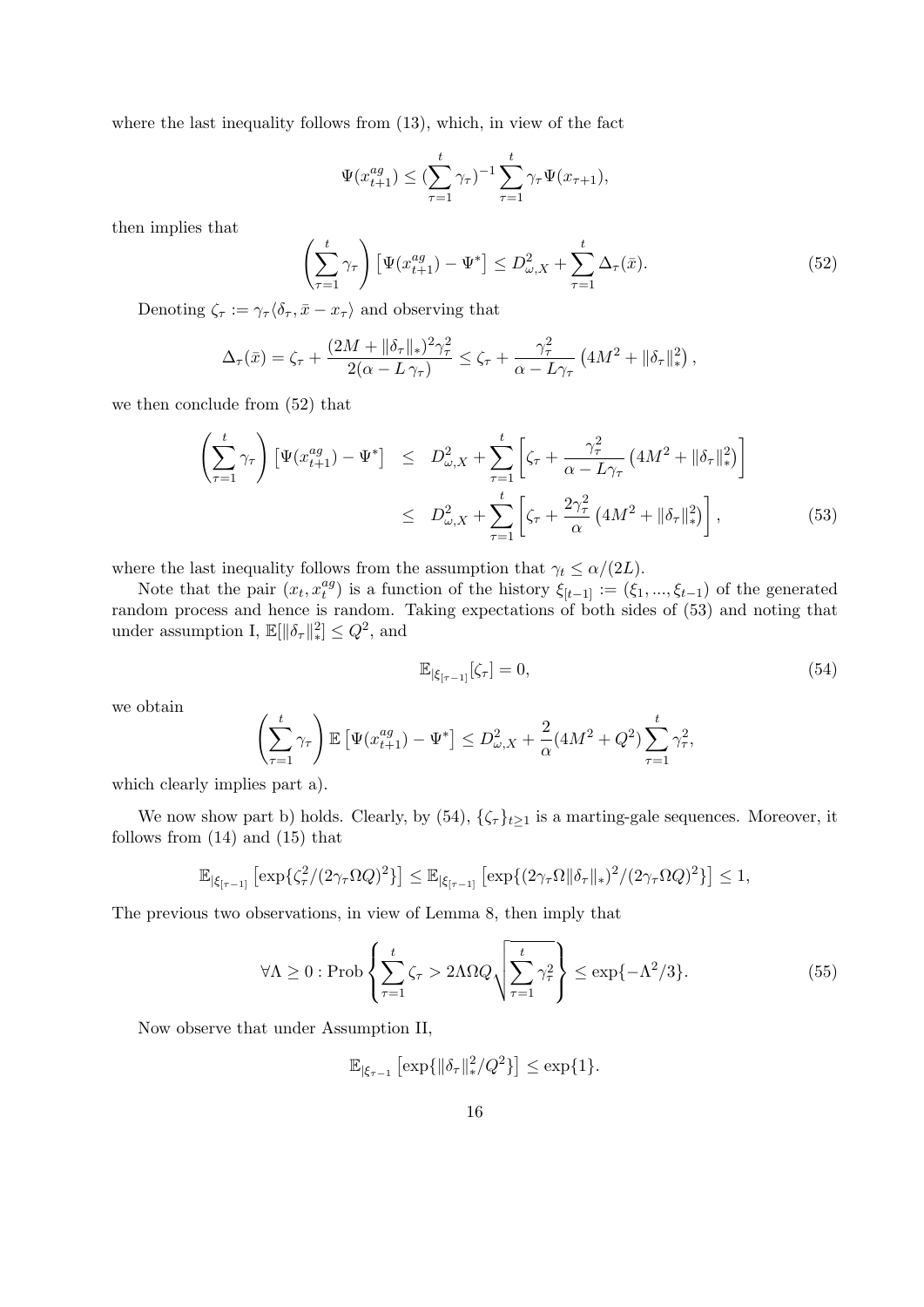where the last inequality follows from (13), which, in view of the fact

$$\Psi(x_{t+1}^{ag}) \le (\sum_{\tau=1}^{t} \gamma_\tau)^{-1} \sum_{\tau=1}^{t} \gamma_\tau \Psi(x_{\tau+1}),$$

then implies that

$$\left(\sum_{\tau=1}^{t} \gamma_\tau\right) \left[\Psi(x_{t+1}^{ag}) - \Psi^*\right] \le D_{\omega,X}^2 + \sum_{\tau=1}^{t} \Delta_\tau(\bar{x}). \tag{52}$$

Denoting $\zeta_\tau := \gamma_\tau \langle \delta_\tau, \bar{x} - x_\tau \rangle$ and observing that

$$\Delta_\tau(\bar{x}) = \zeta_\tau + \frac{(2M + \|\delta_\tau\|_*)^2 \gamma_\tau^2}{2(\alpha - L\,\gamma_\tau)} \le \zeta_\tau + \frac{\gamma_\tau^2}{\alpha - L\gamma_\tau}\left(4M^2 + \|\delta_\tau\|_*^2\right),$$

we then conclude from (52) that

$$\begin{aligned}
\left(\sum_{\tau=1}^{t} \gamma_\tau\right) \left[\Psi(x_{t+1}^{ag}) - \Psi^*\right] &\le D_{\omega,X}^2 + \sum_{\tau=1}^{t} \left[\zeta_\tau + \frac{\gamma_\tau^2}{\alpha - L\gamma_\tau}\left(4M^2 + \|\delta_\tau\|_*^2\right)\right] \\
&\le D_{\omega,X}^2 + \sum_{\tau=1}^{t} \left[\zeta_\tau + \frac{2\gamma_\tau^2}{\alpha}\left(4M^2 + \|\delta_\tau\|_*^2\right)\right],
\end{aligned} \tag{53}$$

where the last inequality follows from the assumption that $\gamma_t \le \alpha/(2L)$.

Note that the pair $(x_t, x_t^{ag})$ is a function of the history $\xi_{[t-1]} := (\xi_1, ..., \xi_{t-1})$ of the generated random process and hence is random. Taking expectations of both sides of (53) and noting that under assumption I, $\mathbb{E}[\|\delta_\tau\|_*^2] \le Q^2$, and

$$\mathbb{E}_{|\xi_{[\tau-1]}}[\zeta_\tau] = 0, \tag{54}$$

we obtain

$$\left(\sum_{\tau=1}^{t} \gamma_\tau\right) \mathbb{E}\left[\Psi(x_{t+1}^{ag}) - \Psi^*\right] \le D_{\omega,X}^2 + \frac{2}{\alpha}(4M^2 + Q^2) \sum_{\tau=1}^{t} \gamma_\tau^2,$$

which clearly implies part a).

We now show part b) holds. Clearly, by (54), $\{\zeta_\tau\}_{t\ge1}$ is a marting-gale sequences. Moreover, it follows from (14) and (15) that

$$\mathbb{E}_{|\xi_{[\tau-1]}}\left[\exp\{\zeta_\tau^2/(2\gamma_\tau \Omega Q)^2\}\right] \le \mathbb{E}_{|\xi_{[\tau-1]}}\left[\exp\{(2\gamma_\tau \Omega \|\delta_\tau\|_*)^2/(2\gamma_\tau \Omega Q)^2\}\right] \le 1,$$

The previous two observations, in view of Lemma 8, then imply that

$$\forall \Lambda \ge 0 : \text{Prob}\left\{\sum_{\tau=1}^{t} \zeta_\tau > 2\Lambda\Omega Q \sqrt{\sum_{\tau=1}^{t} \gamma_\tau^2}\right\} \le \exp\{-\Lambda^2/3\}. \tag{55}$$

Now observe that under Assumption II,

$$\mathbb{E}_{|\xi_{\tau-1}}\left[\exp\{\|\delta_\tau\|_*^2/Q^2\}\right] \le \exp\{1\}.$$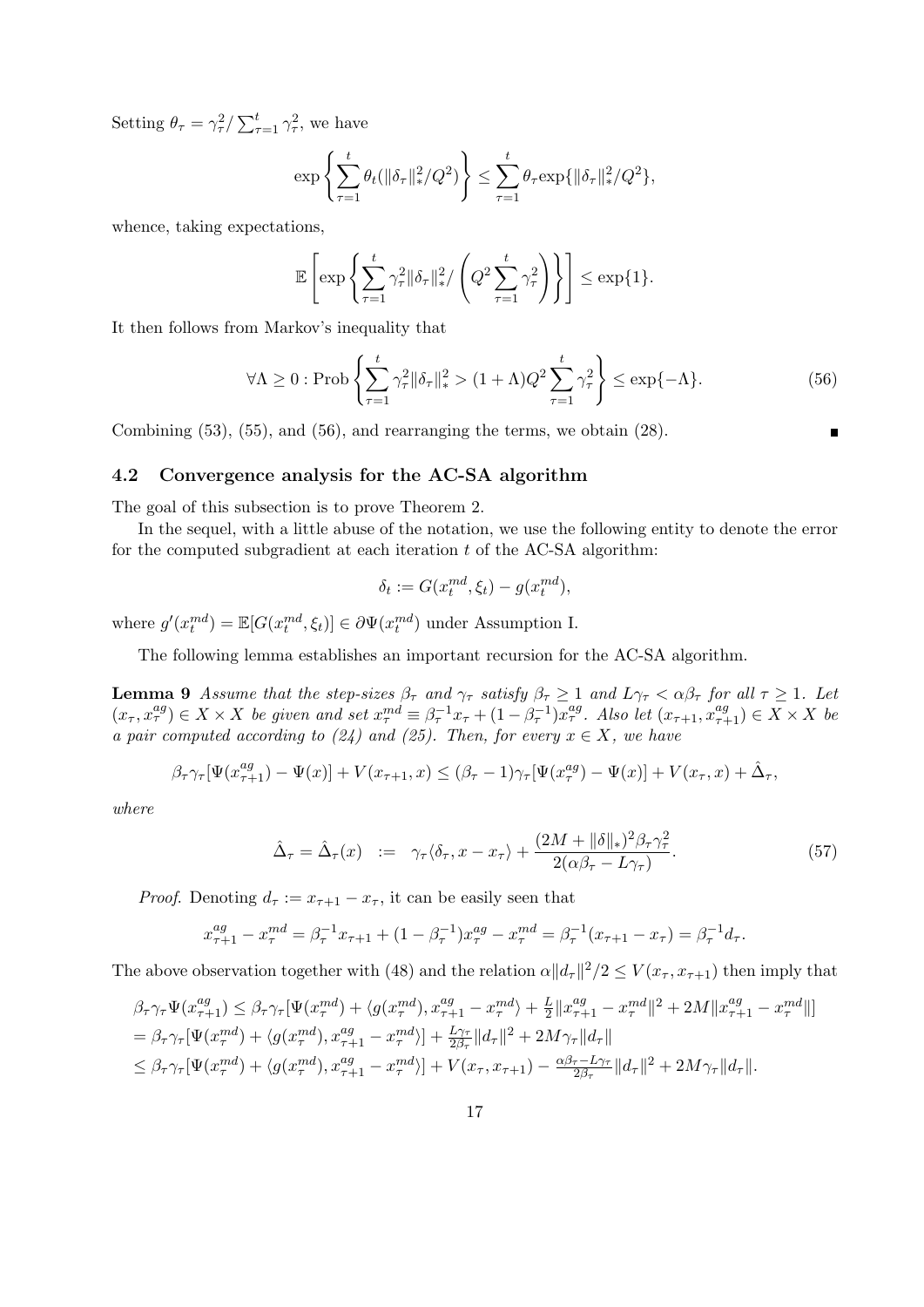Setting $\theta_\tau = \gamma_\tau^2 / \sum_{\tau=1}^t \gamma_\tau^2$, we have

$$\exp\left\{ \sum_{\tau=1}^t \theta_t (\|\delta_\tau\|_*^2 / Q^2) \right\} \le \sum_{\tau=1}^t \theta_\tau \exp\{\|\delta_\tau\|_*^2/Q^2\},$$

whence, taking expectations,

$$\mathbb{E}\left[ \exp\left\{ \sum_{\tau=1}^t \gamma_\tau^2 \|\delta_\tau\|_*^2 / \left( Q^2 \sum_{\tau=1}^t \gamma_\tau^2 \right) \right\} \right] \le \exp\{1\}.$$

It then follows from Markov's inequality that

$$\forall \Lambda \ge 0 : \text{Prob}\left\{ \sum_{\tau=1}^t \gamma_\tau^2 \|\delta_\tau\|_*^2 > (1+\Lambda) Q^2 \sum_{\tau=1}^t \gamma_\tau^2 \right\} \le \exp\{-\Lambda\}. \tag{56}$$

Combining (53), (55), and (56), and rearranging the terms, we obtain (28). ∎

## 4.2 Convergence analysis for the AC-SA algorithm

The goal of this subsection is to prove Theorem 2.

In the sequel, with a little abuse of the notation, we use the following entity to denote the error for the computed subgradient at each iteration $t$ of the AC-SA algorithm:

$$\delta_t := G(x_t^{md}, \xi_t) - g(x_t^{md}),$$

where $g'(x_t^{md}) = \mathbb{E}[G(x_t^{md}, \xi_t)] \in \partial\Psi(x_t^{md})$ under Assumption I.

The following lemma establishes an important recursion for the AC-SA algorithm.

**Lemma 9** *Assume that the step-sizes $\beta_\tau$ and $\gamma_\tau$ satisfy $\beta_\tau \ge 1$ and $L\gamma_\tau < \alpha\beta_\tau$ for all $\tau \ge 1$. Let $(x_\tau, x_\tau^{ag}) \in X \times X$ be given and set $x_\tau^{md} \equiv \beta_\tau^{-1} x_\tau + (1 - \beta_\tau^{-1}) x_\tau^{ag}$. Also let $(x_{\tau+1}, x_{\tau+1}^{ag}) \in X \times X$ be a pair computed according to (24) and (25). Then, for every $x \in X$, we have*

$$\beta_\tau\gamma_\tau[\Psi(x_{\tau+1}^{ag}) - \Psi(x)] + V(x_{\tau+1}, x) \le (\beta_\tau - 1)\gamma_\tau[\Psi(x_\tau^{ag}) - \Psi(x)] + V(x_\tau, x) + \hat{\Delta}_\tau,$$

*where*

$$\hat{\Delta}_\tau = \hat{\Delta}_\tau(x) \quad := \quad \gamma_\tau\langle \delta_\tau, x - x_\tau \rangle + \frac{(2M + \|\delta\|_*)^2 \beta_\tau \gamma_\tau^2}{2(\alpha\beta_\tau - L\gamma_\tau)}. \tag{57}$$

*Proof.* Denoting $d_\tau := x_{\tau+1} - x_\tau$, it can be easily seen that

$$x_{\tau+1}^{ag} - x_\tau^{md} = \beta_\tau^{-1} x_{\tau+1} + (1 - \beta_\tau^{-1}) x_\tau^{ag} - x_\tau^{md} = \beta_\tau^{-1}(x_{\tau+1} - x_\tau) = \beta_\tau^{-1} d_\tau.$$

The above observation together with (48) and the relation $\alpha\|d_\tau\|^2/2 \le V(x_\tau, x_{\tau+1})$ then imply that

$$\begin{aligned}
&\beta_\tau\gamma_\tau\Psi(x_{\tau+1}^{ag}) \le \beta_\tau\gamma_\tau[\Psi(x_\tau^{md}) + \langle g(x_\tau^{md}), x_{\tau+1}^{ag} - x_\tau^{md}\rangle + \tfrac{L}{2}\|x_{\tau+1}^{ag} - x_\tau^{md}\|^2 + 2M\|x_{\tau+1}^{ag} - x_\tau^{md}\|] \\
&= \beta_\tau\gamma_\tau[\Psi(x_\tau^{md}) + \langle g(x_\tau^{md}), x_{\tau+1}^{ag} - x_\tau^{md}\rangle] + \tfrac{L\gamma_\tau}{2\beta_\tau}\|d_\tau\|^2 + 2M\gamma_\tau\|d_\tau\| \\
&\le \beta_\tau\gamma_\tau[\Psi(x_\tau^{md}) + \langle g(x_\tau^{md}), x_{\tau+1}^{ag} - x_\tau^{md}\rangle] + V(x_\tau, x_{\tau+1}) - \tfrac{\alpha\beta_\tau - L\gamma_\tau}{2\beta_\tau}\|d_\tau\|^2 + 2M\gamma_\tau\|d_\tau\|.
\end{aligned}$$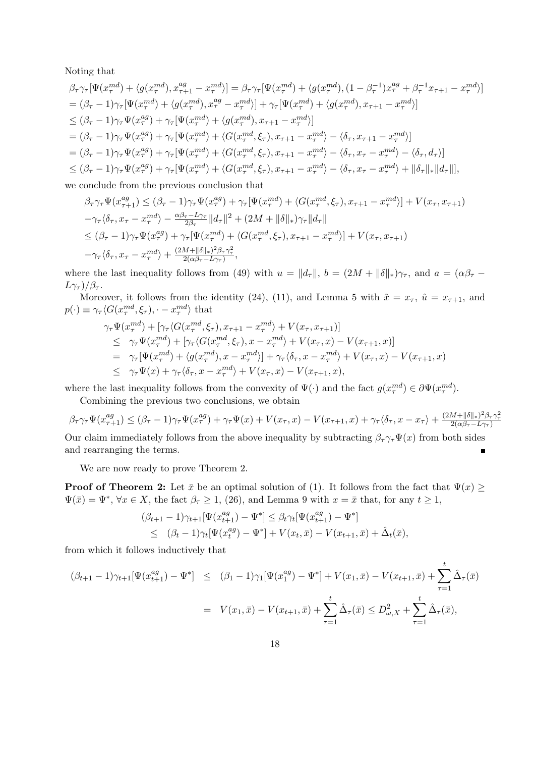Noting that

$$
\begin{aligned}
&\beta_\tau\gamma_\tau[\Psi(x_\tau^{md}) + \langle g(x_\tau^{md}), x_{\tau+1}^{ag} - x_\tau^{md}\rangle] = \beta_\tau\gamma_\tau[\Psi(x_\tau^{md}) + \langle g(x_\tau^{md}), (1-\beta_\tau^{-1})x_\tau^{ag} + \beta_\tau^{-1}x_{\tau+1} - x_\tau^{md}\rangle] \\
&= (\beta_\tau - 1)\gamma_\tau[\Psi(x_\tau^{md}) + \langle g(x_\tau^{md}), x_\tau^{ag} - x_\tau^{md}\rangle] + \gamma_\tau[\Psi(x_\tau^{md}) + \langle g(x_\tau^{md}), x_{\tau+1} - x_\tau^{md}\rangle] \\
&\le (\beta_\tau - 1)\gamma_\tau\Psi(x_\tau^{ag}) + \gamma_\tau[\Psi(x_\tau^{md}) + \langle g(x_\tau^{md}), x_{\tau+1} - x_\tau^{md}\rangle] \\
&= (\beta_\tau - 1)\gamma_\tau\Psi(x_\tau^{ag}) + \gamma_\tau[\Psi(x_\tau^{md}) + \langle G(x_\tau^{md}, \xi_\tau), x_{\tau+1} - x_\tau^{md}\rangle - \langle \delta_\tau, x_{\tau+1} - x_\tau^{md}\rangle] \\
&= (\beta_\tau - 1)\gamma_\tau\Psi(x_\tau^{ag}) + \gamma_\tau[\Psi(x_\tau^{md}) + \langle G(x_\tau^{md}, \xi_\tau), x_{\tau+1} - x_\tau^{md}\rangle - \langle \delta_\tau, x_\tau - x_\tau^{md}\rangle - \langle \delta_\tau, d_\tau\rangle] \\
&\le (\beta_\tau - 1)\gamma_\tau\Psi(x_\tau^{ag}) + \gamma_\tau[\Psi(x_\tau^{md}) + \langle G(x_\tau^{md}, \xi_\tau), x_{\tau+1} - x_\tau^{md}\rangle - \langle \delta_\tau, x_\tau - x_\tau^{md}\rangle + \|\delta_\tau\|_*\|d_\tau\|],
\end{aligned}
$$

we conclude from the previous conclusion that

$$
\begin{aligned}
&\beta_\tau\gamma_\tau\Psi(x_{\tau+1}^{ag}) \le (\beta_\tau - 1)\gamma_\tau\Psi(x_\tau^{ag}) + \gamma_\tau[\Psi(x_\tau^{md}) + \langle G(x_\tau^{md}, \xi_\tau), x_{\tau+1} - x_\tau^{md}\rangle] + V(x_\tau, x_{\tau+1}) \\
&-\gamma_\tau\langle \delta_\tau, x_\tau - x_\tau^{md}\rangle - \tfrac{\alpha\beta_\tau - L\gamma_\tau}{2\beta_\tau}\|d_\tau\|^2 + (2M + \|\delta\|_*)\gamma_\tau\|d_\tau\| \\
&\le (\beta_\tau - 1)\gamma_\tau\Psi(x_\tau^{ag}) + \gamma_\tau[\Psi(x_\tau^{md}) + \langle G(x_\tau^{md}, \xi_\tau), x_{\tau+1} - x_\tau^{md}\rangle] + V(x_\tau, x_{\tau+1}) \\
&-\gamma_\tau\langle \delta_\tau, x_\tau - x_\tau^{md}\rangle + \tfrac{(2M + \|\delta\|_*)^2\beta_\tau\gamma_\tau^2}{2(\alpha\beta_\tau - L\gamma_\tau)},
\end{aligned}
$$

where the last inequality follows from (49) with $u = \|d_\tau\|$, $b = (2M + \|\delta\|_*)\gamma_\tau$, and $a = (\alpha\beta_\tau - L\gamma_\tau)/\beta_\tau$.

Moreover, it follows from the identity (24), (11), and Lemma 5 with $\tilde{x} = x_\tau$, $\hat{u} = x_{\tau+1}$, and $p(\cdot) \equiv \gamma_\tau\langle G(x_\tau^{md}, \xi_\tau), \cdot - x_\tau^{md}\rangle$ that

$$
\begin{aligned}
&\gamma_\tau\Psi(x_\tau^{md}) + [\gamma_\tau\langle G(x_\tau^{md}, \xi_\tau), x_{\tau+1} - x_\tau^{md}\rangle + V(x_\tau, x_{\tau+1})] \\
&\le \gamma_\tau\Psi(x_\tau^{md}) + [\gamma_\tau\langle G(x_\tau^{md}, \xi_\tau), x - x_\tau^{md}\rangle + V(x_\tau, x) - V(x_{\tau+1}, x)] \\
&= \gamma_\tau[\Psi(x_\tau^{md}) + \langle g(x_\tau^{md}), x - x_\tau^{md}\rangle] + \gamma_\tau\langle \delta_\tau, x - x_\tau^{md}\rangle + V(x_\tau, x) - V(x_{\tau+1}, x) \\
&\le \gamma_\tau\Psi(x) + \gamma_\tau\langle \delta_\tau, x - x_\tau^{md}\rangle + V(x_\tau, x) - V(x_{\tau+1}, x),
\end{aligned}
$$

where the last inequality follows from the convexity of $\Psi(\cdot)$ and the fact $g(x_\tau^{md}) \in \partial\Psi(x_\tau^{md})$.

Combining the previous two conclusions, we obtain

$$
\beta_\tau\gamma_\tau\Psi(x_{\tau+1}^{ag}) \le (\beta_\tau - 1)\gamma_\tau\Psi(x_\tau^{ag}) + \gamma_\tau\Psi(x) + V(x_\tau, x) - V(x_{\tau+1}, x) + \gamma_\tau\langle \delta_\tau, x - x_\tau\rangle + \tfrac{(2M + \|\delta\|_*)^2\beta_\tau\gamma_\tau^2}{2(\alpha\beta_\tau - L\gamma_\tau)}
$$

Our claim immediately follows from the above inequality by subtracting $\beta_\tau\gamma_\tau\Psi(x)$ from both sides and rearranging the terms. ∎

We are now ready to prove Theorem 2.

**Proof of Theorem 2:** Let $\bar{x}$ be an optimal solution of (1). It follows from the fact that $\Psi(x) \ge \Psi(\bar{x}) = \Psi^*$, $\forall x \in X$, the fact $\beta_\tau \ge 1$, (26), and Lemma 9 with $x = \bar{x}$ that, for any $t \ge 1$,

$$
\begin{aligned}
&(\beta_{t+1} - 1)\gamma_{t+1}[\Psi(x_{t+1}^{ag}) - \Psi^*] \le \beta_t\gamma_t[\Psi(x_{t+1}^{ag}) - \Psi^*] \\
&\le (\beta_t - 1)\gamma_t[\Psi(x_t^{ag}) - \Psi^*] + V(x_t, \bar{x}) - V(x_{t+1}, \bar{x}) + \hat{\Delta}_t(\bar{x}),
\end{aligned}
$$

from which it follows inductively that

$$
\begin{aligned}
(\beta_{t+1} - 1)\gamma_{t+1}[\Psi(x_{t+1}^{ag}) - \Psi^*] &\le (\beta_1 - 1)\gamma_1[\Psi(x_1^{ag}) - \Psi^*] + V(x_1, \bar{x}) - V(x_{t+1}, \bar{x}) + \sum_{\tau=1}^{t}\hat{\Delta}_\tau(\bar{x}) \\
&= V(x_1, \bar{x}) - V(x_{t+1}, \bar{x}) + \sum_{\tau=1}^{t}\hat{\Delta}_\tau(\bar{x}) \le D_{\omega,X}^2 + \sum_{\tau=1}^{t}\hat{\Delta}_\tau(\bar{x}),
\end{aligned}
$$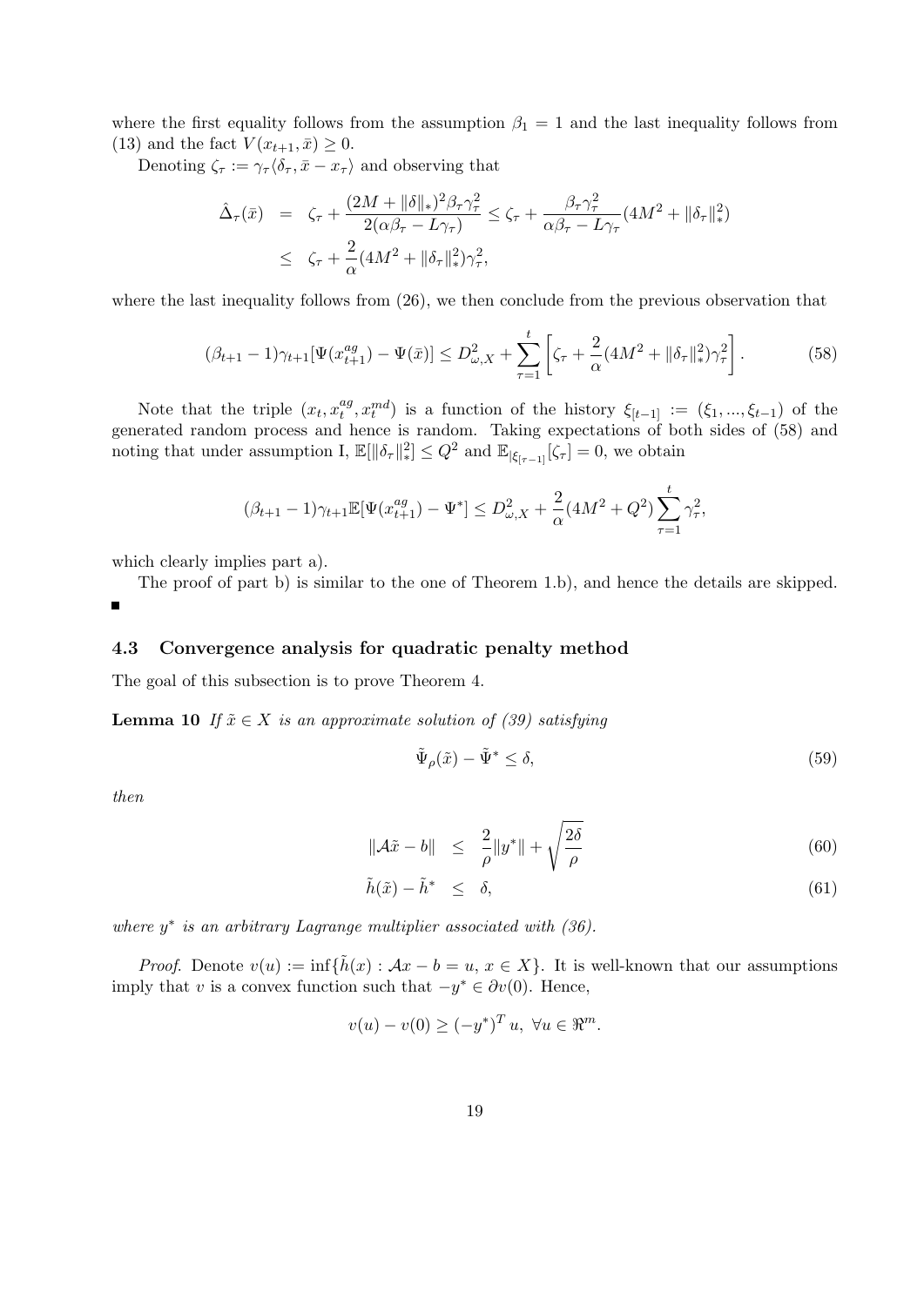where the first equality follows from the assumption $\beta_1 = 1$ and the last inequality follows from (13) and the fact $V(x_{t+1}, \bar{x}) \geq 0$.

Denoting $\zeta_\tau := \gamma_\tau \langle \delta_\tau, \bar{x} - x_\tau \rangle$ and observing that

$$
\begin{aligned}
\hat{\Delta}_\tau(\bar{x}) &= \zeta_\tau + \frac{(2M + \|\delta\|_*)^2 \beta_\tau \gamma_\tau^2}{2(\alpha\beta_\tau - L\gamma_\tau)} \leq \zeta_\tau + \frac{\beta_\tau \gamma_\tau^2}{\alpha\beta_\tau - L\gamma_\tau}(4M^2 + \|\delta_\tau\|_*^2) \\
&\leq \zeta_\tau + \frac{2}{\alpha}(4M^2 + \|\delta_\tau\|_*^2)\gamma_\tau^2,
\end{aligned}
$$

where the last inequality follows from (26), we then conclude from the previous observation that

$$
(\beta_{t+1} - 1)\gamma_{t+1}[\Psi(x_{t+1}^{ag}) - \Psi(\bar{x})] \leq D_{\omega,X}^2 + \sum_{\tau=1}^{t} \left[ \zeta_\tau + \frac{2}{\alpha}(4M^2 + \|\delta_\tau\|_*^2)\gamma_\tau^2 \right]. \tag{58}
$$

Note that the triple $(x_t, x_t^{ag}, x_t^{md})$ is a function of the history $\xi_{[t-1]} := (\xi_1, ..., \xi_{t-1})$ of the generated random process and hence is random. Taking expectations of both sides of (58) and noting that under assumption I, $\mathbb{E}[\|\delta_\tau\|_*^2] \leq Q^2$ and $\mathbb{E}_{|\xi_{[\tau-1]}}[\zeta_\tau] = 0$, we obtain

$$
(\beta_{t+1} - 1)\gamma_{t+1}\mathbb{E}[\Psi(x_{t+1}^{ag}) - \Psi^*] \leq D_{\omega,X}^2 + \frac{2}{\alpha}(4M^2 + Q^2)\sum_{\tau=1}^{t} \gamma_\tau^2,
$$

which clearly implies part a).

The proof of part b) is similar to the one of Theorem 1.b), and hence the details are skipped. ■

### 4.3 Convergence analysis for quadratic penalty method

The goal of this subsection is to prove Theorem 4.

**Lemma 10** *If $\tilde{x} \in X$ is an approximate solution of (39) satisfying*

$$
\tilde{\Psi}_\rho(\tilde{x}) - \tilde{\Psi}^* \leq \delta, \tag{59}
$$

*then*

$$
\|\mathcal{A}\tilde{x} - b\| \leq \frac{2}{\rho}\|y^*\| + \sqrt{\frac{2\delta}{\rho}} \tag{60}
$$

$$
\tilde{h}(\tilde{x}) - \tilde{h}^* \leq \delta, \tag{61}
$$

*where $y^*$ is an arbitrary Lagrange multiplier associated with (36).*

*Proof.* Denote $v(u) := \inf\{\tilde{h}(x) : \mathcal{A}x - b = u, \, x \in X\}$. It is well-known that our assumptions imply that $v$ is a convex function such that $-y^* \in \partial v(0)$. Hence,

$$
v(u) - v(0) \geq (-y^*)^T u, \; \forall u \in \Re^m.
$$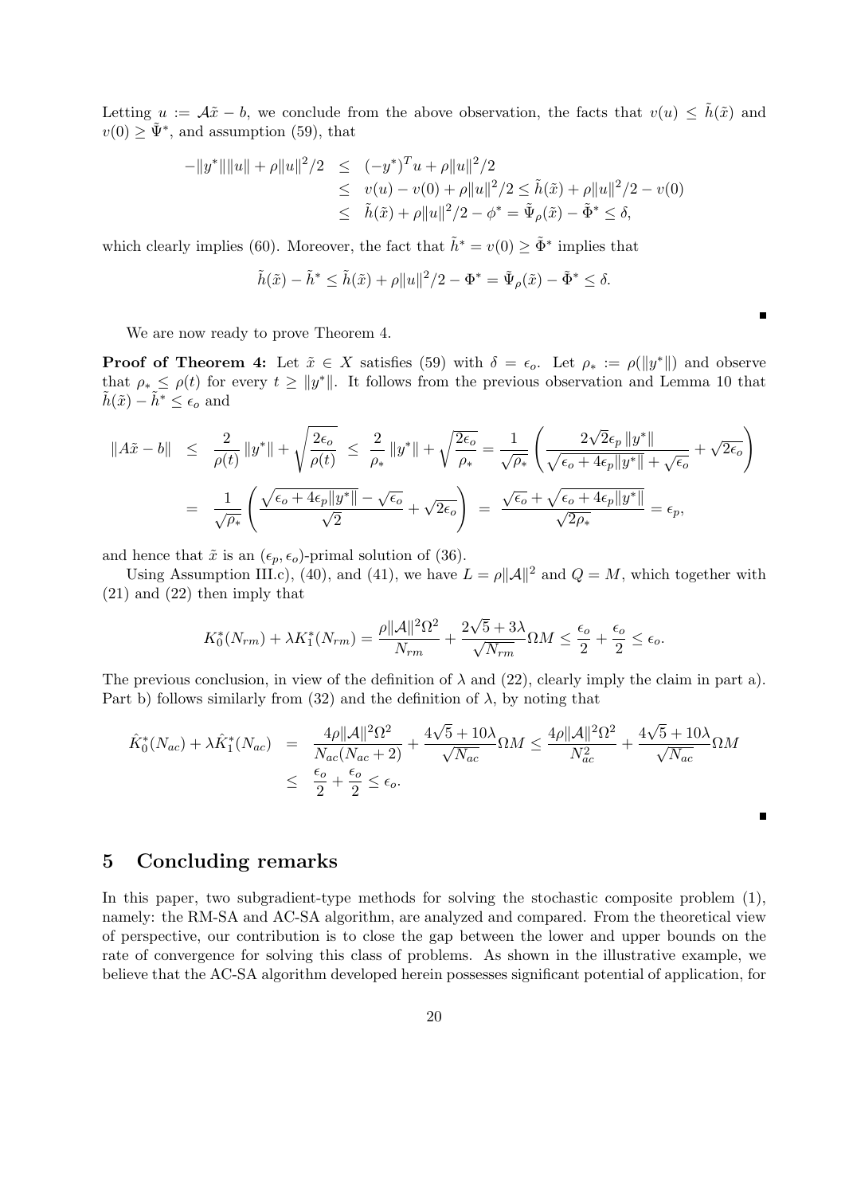Letting $u := \mathcal{A}\tilde{x} - b$, we conclude from the above observation, the facts that $v(u) \leq \tilde{h}(\tilde{x})$ and $v(0) \geq \tilde{\Psi}^*$, and assumption (59), that

$$
\begin{aligned}
-\|y^*\|\|u\| + \rho\|u\|^2/2 &\leq (-y^*)^T u + \rho\|u\|^2/2 \\
&\leq v(u) - v(0) + \rho\|u\|^2/2 \leq \tilde{h}(\tilde{x}) + \rho\|u\|^2/2 - v(0) \\
&\leq \tilde{h}(\tilde{x}) + \rho\|u\|^2/2 - \phi^* = \tilde{\Psi}_\rho(\tilde{x}) - \tilde{\Phi}^* \leq \delta,
\end{aligned}
$$

which clearly implies (60). Moreover, the fact that $\tilde{h}^* = v(0) \geq \tilde{\Phi}^*$ implies that

$$
\tilde{h}(\tilde{x}) - \tilde{h}^* \leq \tilde{h}(\tilde{x}) + \rho\|u\|^2/2 - \Phi^* = \tilde{\Psi}_\rho(\tilde{x}) - \tilde{\Phi}^* \leq \delta.
$$

∎

We are now ready to prove Theorem 4.

**Proof of Theorem 4:** Let $\tilde{x} \in X$ satisfies (59) with $\delta = \epsilon_o$. Let $\rho_* := \rho(\|y^*\|)$ and observe that $\rho_* \leq \rho(t)$ for every $t \geq \|y^*\|$. It follows from the previous observation and Lemma 10 that $\tilde{h}(\tilde{x}) - \tilde{h}^* \leq \epsilon_o$ and

$$
\begin{aligned}
\|A\tilde{x} - b\| &\leq \frac{2}{\rho(t)}\|y^*\| + \sqrt{\frac{2\epsilon_o}{\rho(t)}} \leq \frac{2}{\rho_*}\|y^*\| + \sqrt{\frac{2\epsilon_o}{\rho_*}} = \frac{1}{\sqrt{\rho_*}}\left(\frac{2\sqrt{2}\epsilon_p\|y^*\|}{\sqrt{\epsilon_o + 4\epsilon_p\|y^*\|} + \sqrt{\epsilon_o}} + \sqrt{2\epsilon_o}\right) \\
&= \frac{1}{\sqrt{\rho_*}}\left(\frac{\sqrt{\epsilon_o + 4\epsilon_p\|y^*\|} - \sqrt{\epsilon_o}}{\sqrt{2}} + \sqrt{2\epsilon_o}\right) = \frac{\sqrt{\epsilon_o} + \sqrt{\epsilon_o + 4\epsilon_p\|y^*\|}}{\sqrt{2\rho_*}} = \epsilon_p,
\end{aligned}
$$

and hence that $\tilde{x}$ is an $(\epsilon_p, \epsilon_o)$-primal solution of (36).

Using Assumption III.c), (40), and (41), we have $L = \rho\|\mathcal{A}\|^2$ and $Q = M$, which together with (21) and (22) then imply that

$$
K_0^*(N_{rm}) + \lambda K_1^*(N_{rm}) = \frac{\rho\|\mathcal{A}\|^2\Omega^2}{N_{rm}} + \frac{2\sqrt{5} + 3\lambda}{\sqrt{N_{rm}}}\Omega M \leq \frac{\epsilon_o}{2} + \frac{\epsilon_o}{2} \leq \epsilon_o.
$$

The previous conclusion, in view of the definition of $\lambda$ and (22), clearly imply the claim in part a). Part b) follows similarly from (32) and the definition of $\lambda$, by noting that

$$
\begin{aligned}
\hat{K}_0^*(N_{ac}) + \lambda\hat{K}_1^*(N_{ac}) &= \frac{4\rho\|\mathcal{A}\|^2\Omega^2}{N_{ac}(N_{ac}+2)} + \frac{4\sqrt{5} + 10\lambda}{\sqrt{N_{ac}}}\Omega M \leq \frac{4\rho\|\mathcal{A}\|^2\Omega^2}{N_{ac}^2} + \frac{4\sqrt{5} + 10\lambda}{\sqrt{N_{ac}}}\Omega M \\
&\leq \frac{\epsilon_o}{2} + \frac{\epsilon_o}{2} \leq \epsilon_o.
\end{aligned}
$$

∎

## 5 Concluding remarks

In this paper, two subgradient-type methods for solving the stochastic composite problem (1), namely: the RM-SA and AC-SA algorithm, are analyzed and compared. From the theoretical view of perspective, our contribution is to close the gap between the lower and upper bounds on the rate of convergence for solving this class of problems. As shown in the illustrative example, we believe that the AC-SA algorithm developed herein possesses significant potential of application, for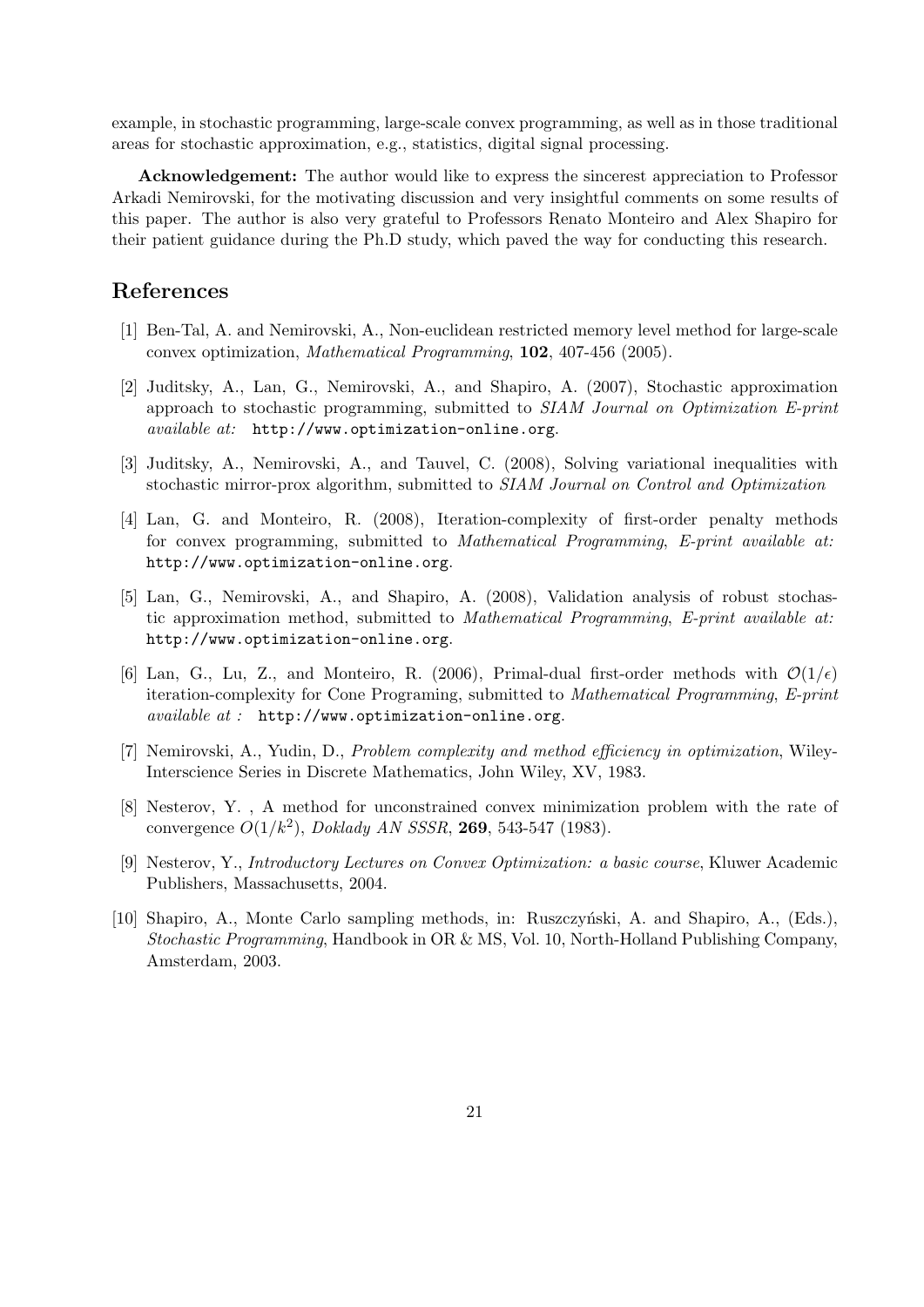example, in stochastic programming, large-scale convex programming, as well as in those traditional areas for stochastic approximation, e.g., statistics, digital signal processing.

**Acknowledgement:** The author would like to express the sincerest appreciation to Professor Arkadi Nemirovski, for the motivating discussion and very insightful comments on some results of this paper. The author is also very grateful to Professors Renato Monteiro and Alex Shapiro for their patient guidance during the Ph.D study, which paved the way for conducting this research.

# References

[1] Ben-Tal, A. and Nemirovski, A., Non-euclidean restricted memory level method for large-scale convex optimization, *Mathematical Programming*, **102**, 407-456 (2005).

[2] Juditsky, A., Lan, G., Nemirovski, A., and Shapiro, A. (2007), Stochastic approximation approach to stochastic programming, submitted to *SIAM Journal on Optimization E-print available at:* `http://www.optimization-online.org`.

[3] Juditsky, A., Nemirovski, A., and Tauvel, C. (2008), Solving variational inequalities with stochastic mirror-prox algorithm, submitted to *SIAM Journal on Control and Optimization*

[4] Lan, G. and Monteiro, R. (2008), Iteration-complexity of first-order penalty methods for convex programming, submitted to *Mathematical Programming*, *E-print available at:* `http://www.optimization-online.org`.

[5] Lan, G., Nemirovski, A., and Shapiro, A. (2008), Validation analysis of robust stochastic approximation method, submitted to *Mathematical Programming*, *E-print available at:* `http://www.optimization-online.org`.

[6] Lan, G., Lu, Z., and Monteiro, R. (2006), Primal-dual first-order methods with $\mathcal{O}(1/\epsilon)$ iteration-complexity for Cone Programing, submitted to *Mathematical Programming*, *E-print available at :* `http://www.optimization-online.org`.

[7] Nemirovski, A., Yudin, D., *Problem complexity and method efficiency in optimization*, Wiley-Interscience Series in Discrete Mathematics, John Wiley, XV, 1983.

[8] Nesterov, Y. , A method for unconstrained convex minimization problem with the rate of convergence $O(1/k^2)$, *Doklady AN SSSR*, **269**, 543-547 (1983).

[9] Nesterov, Y., *Introductory Lectures on Convex Optimization: a basic course*, Kluwer Academic Publishers, Massachusetts, 2004.

[10] Shapiro, A., Monte Carlo sampling methods, in: Ruszczyński, A. and Shapiro, A., (Eds.), *Stochastic Programming*, Handbook in OR & MS, Vol. 10, North-Holland Publishing Company, Amsterdam, 2003.